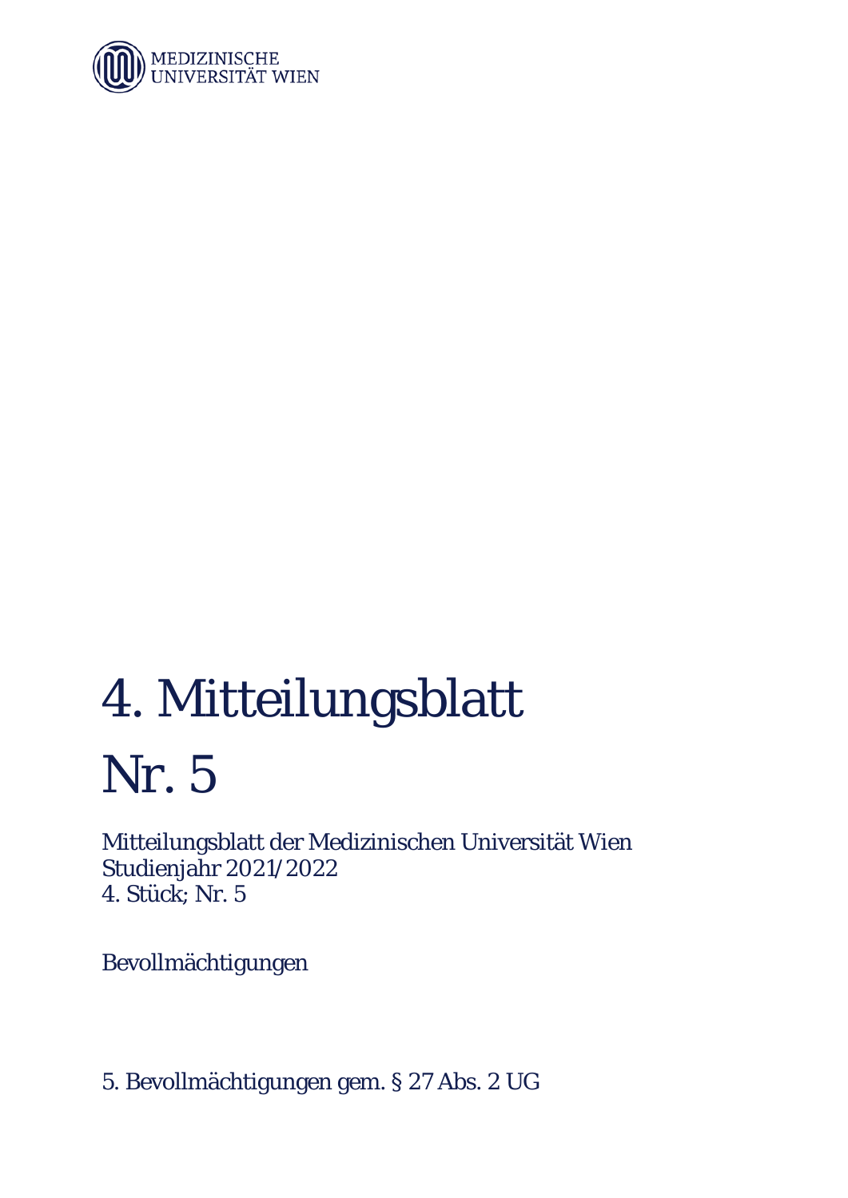MEDIZINISCHE UNIVERSITÄT WIEN

# 4. Mitteilungsblatt

# Nr. 5

Mitteilungsblatt der Medizinischen Universität Wien
Studienjahr 2021/2022
4. Stück; Nr. 5

Bevollmächtigungen

5. Bevollmächtigungen gem. § 27 Abs. 2 UG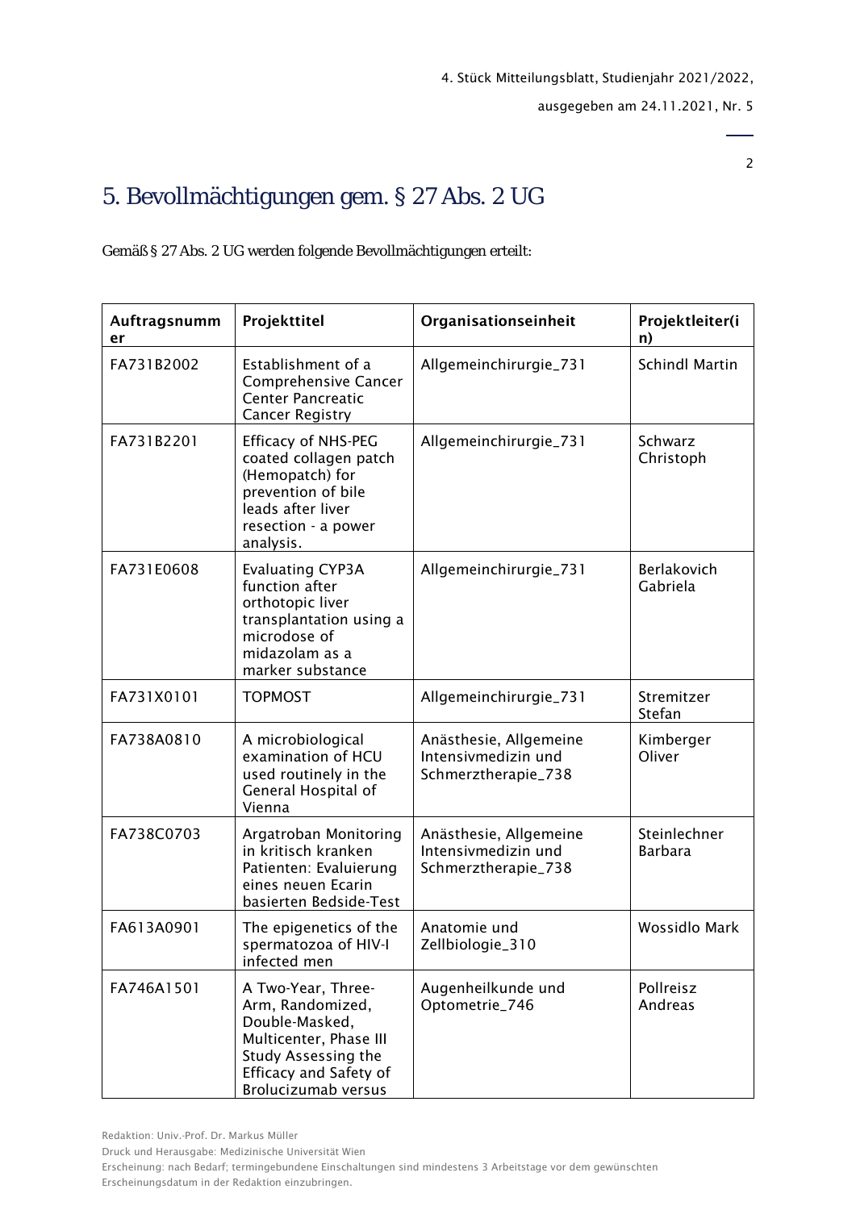## 5. Bevollmächtigungen gem. § 27 Abs. 2 UG

Gemäß § 27 Abs. 2 UG werden folgende Bevollmächtigungen erteilt:

| Auftragsnummer | Projekttitel | Organisationseinheit | Projektleiter(in) |
|---|---|---|---|
| FA731B2002 | Establishment of a Comprehensive Cancer Center Pancreatic Cancer Registry | Allgemeinchirurgie_731 | Schindl Martin |
| FA731B2201 | Efficacy of NHS-PEG coated collagen patch (Hemopatch) for prevention of bile leads after liver resection - a power analysis. | Allgemeinchirurgie_731 | Schwarz Christoph |
| FA731E0608 | Evaluating CYP3A function after orthotopic liver transplantation using a microdose of midazolam as a marker substance | Allgemeinchirurgie_731 | Berlakovich Gabriela |
| FA731X0101 | TOPMOST | Allgemeinchirurgie_731 | Stremitzer Stefan |
| FA738A0810 | A microbiological examination of HCU used routinely in the General Hospital of Vienna | Anästhesie, Allgemeine Intensivmedizin und Schmerztherapie_738 | Kimberger Oliver |
| FA738C0703 | Argatroban Monitoring in kritisch kranken Patienten: Evaluierung eines neuen Ecarin basierten Bedside-Test | Anästhesie, Allgemeine Intensivmedizin und Schmerztherapie_738 | Steinlechner Barbara |
| FA613A0901 | The epigenetics of the spermatozoa of HIV-I infected men | Anatomie und Zellbiologie_310 | Wossidlo Mark |
| FA746A1501 | A Two-Year, Three-Arm, Randomized, Double-Masked, Multicenter, Phase III Study Assessing the Efficacy and Safety of Brolucizumab versus | Augenheilkunde und Optometrie_746 | Pollreisz Andreas |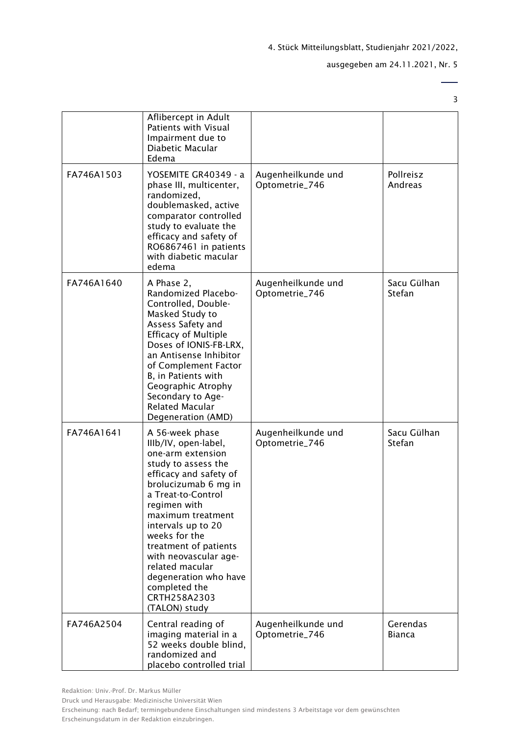| | | | |
|---|---|---|---|
| | Aflibercept in Adult Patients with Visual Impairment due to Diabetic Macular Edema | | |
| FA746A1503 | YOSEMITE GR40349 - a phase III, multicenter, randomized, doublemasked, active comparator controlled study to evaluate the efficacy and safety of RO6867461 in patients with diabetic macular edema | Augenheilkunde und Optometrie_746 | Pollreisz Andreas |
| FA746A1640 | A Phase 2, Randomized Placebo-Controlled, Double-Masked Study to Assess Safety and Efficacy of Multiple Doses of IONIS-FB-LRX, an Antisense Inhibitor of Complement Factor B, in Patients with Geographic Atrophy Secondary to Age-Related Macular Degeneration (AMD) | Augenheilkunde und Optometrie_746 | Sacu Gülhan Stefan |
| FA746A1641 | A 56-week phase IIIb/IV, open-label, one-arm extension study to assess the efficacy and safety of brolucizumab 6 mg in a Treat-to-Control regimen with maximum treatment intervals up to 20 weeks for the treatment of patients with neovascular age-related macular degeneration who have completed the CRTH258A2303 (TALON) study | Augenheilkunde und Optometrie_746 | Sacu Gülhan Stefan |
| FA746A2504 | Central reading of imaging material in a 52 weeks double blind, randomized and placebo controlled trial | Augenheilkunde und Optometrie_746 | Gerendas Bianca |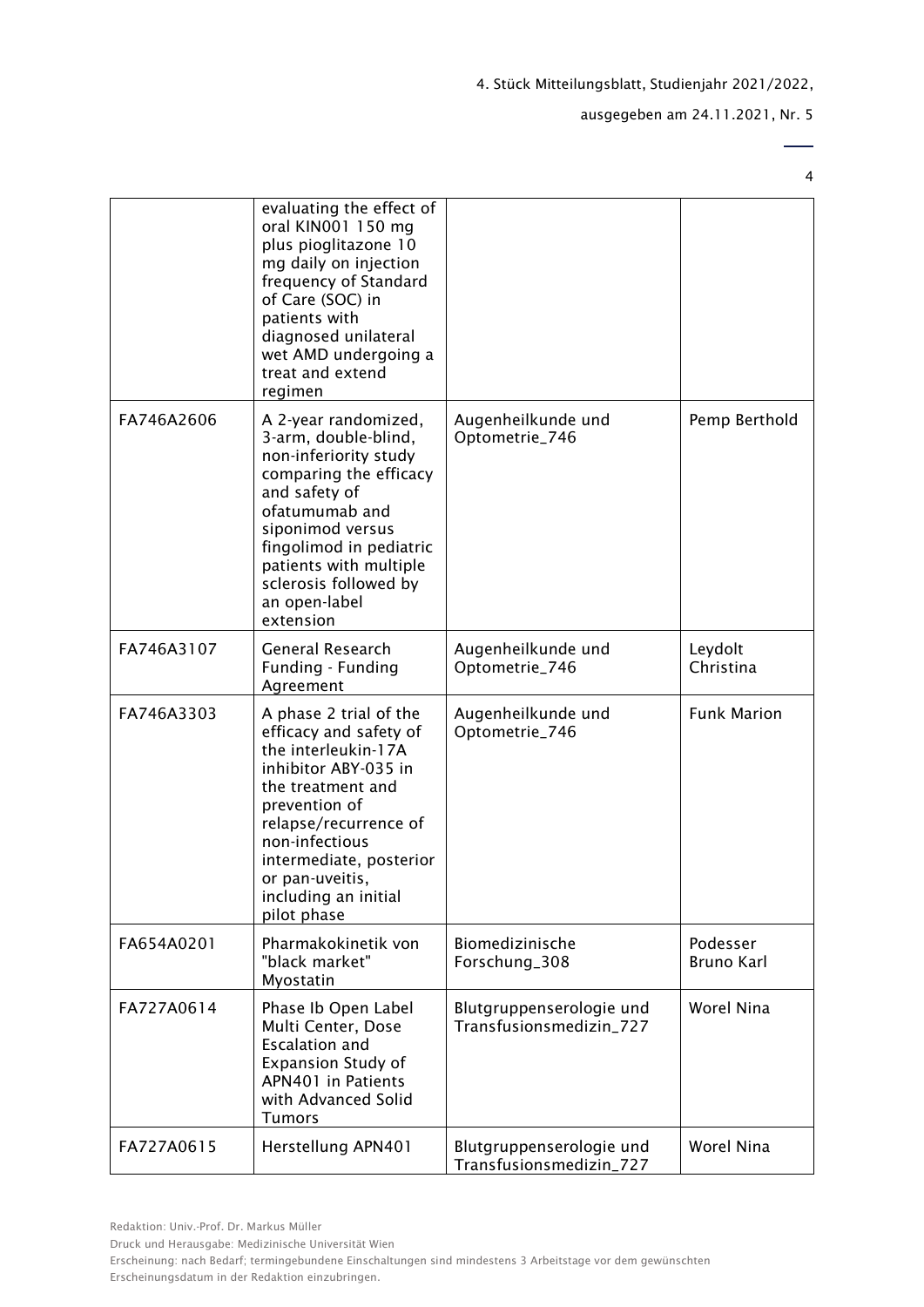| | | | |
|---|---|---|---|
| | evaluating the effect of oral KIN001 150 mg plus pioglitazone 10 mg daily on injection frequency of Standard of Care (SOC) in patients with diagnosed unilateral wet AMD undergoing a treat and extend regimen | | |
| FA746A2606 | A 2-year randomized, 3-arm, double-blind, non-inferiority study comparing the efficacy and safety of ofatumumab and siponimod versus fingolimod in pediatric patients with multiple sclerosis followed by an open-label extension | Augenheilkunde und Optometrie_746 | Pemp Berthold |
| FA746A3107 | General Research Funding - Funding Agreement | Augenheilkunde und Optometrie_746 | Leydolt Christina |
| FA746A3303 | A phase 2 trial of the efficacy and safety of the interleukin-17A inhibitor ABY-035 in the treatment and prevention of relapse/recurrence of non-infectious intermediate, posterior or pan-uveitis, including an initial pilot phase | Augenheilkunde und Optometrie_746 | Funk Marion |
| FA654A0201 | Pharmakokinetik von "black market" Myostatin | Biomedizinische Forschung_308 | Podesser Bruno Karl |
| FA727A0614 | Phase Ib Open Label Multi Center, Dose Escalation and Expansion Study of APN401 in Patients with Advanced Solid Tumors | Blutgruppenserologie und Transfusionsmedizin_727 | Worel Nina |
| FA727A0615 | Herstellung APN401 | Blutgruppenserologie und Transfusionsmedizin_727 | Worel Nina |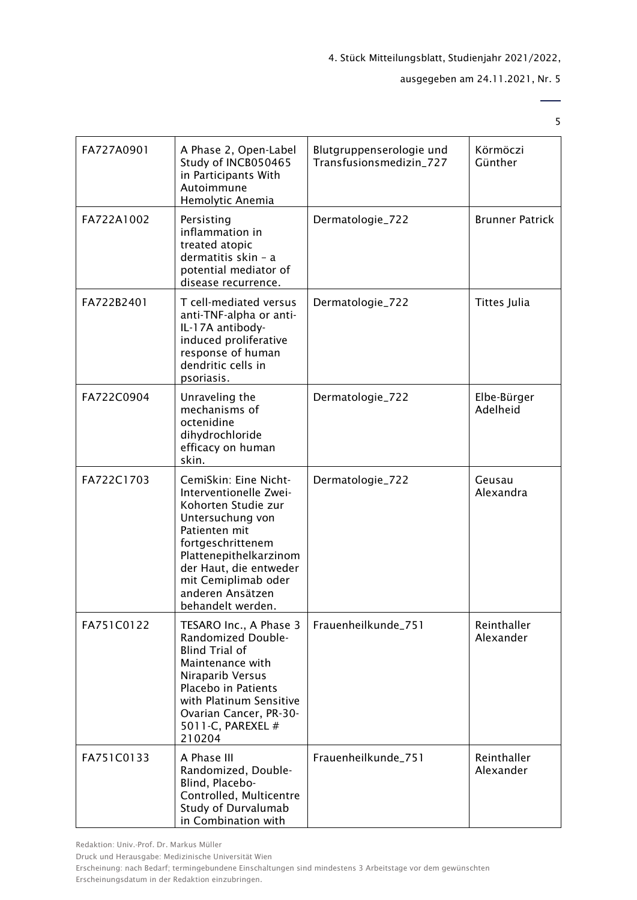| FA727A0901 | A Phase 2, Open-Label Study of INCB050465 in Participants With Autoimmune Hemolytic Anemia | Blutgruppenserologie und Transfusionsmedizin_727 | Körmöczi Günther |
|---|---|---|---|
| FA722A1002 | Persisting inflammation in treated atopic dermatitis skin – a potential mediator of disease recurrence. | Dermatologie_722 | Brunner Patrick |
| FA722B2401 | T cell-mediated versus anti-TNF-alpha or anti-IL-17A antibody-induced proliferative response of human dendritic cells in psoriasis. | Dermatologie_722 | Tittes Julia |
| FA722C0904 | Unraveling the mechanisms of octenidine dihydrochloride efficacy on human skin. | Dermatologie_722 | Elbe-Bürger Adelheid |
| FA722C1703 | CemiSkin: Eine Nicht-Interventionelle Zwei-Kohorten Studie zur Untersuchung von Patienten mit fortgeschrittenem Plattenepithelkarzinom der Haut, die entweder mit Cemiplimab oder anderen Ansätzen behandelt werden. | Dermatologie_722 | Geusau Alexandra |
| FA751C0122 | TESARO Inc., A Phase 3 Randomized Double-Blind Trial of Maintenance with Niraparib Versus Placebo in Patients with Platinum Sensitive Ovarian Cancer, PR-30-5011-C, PAREXEL # 210204 | Frauenheilkunde_751 | Reinthaller Alexander |
| FA751C0133 | A Phase III Randomized, Double-Blind, Placebo-Controlled, Multicentre Study of Durvalumab in Combination with | Frauenheilkunde_751 | Reinthaller Alexander |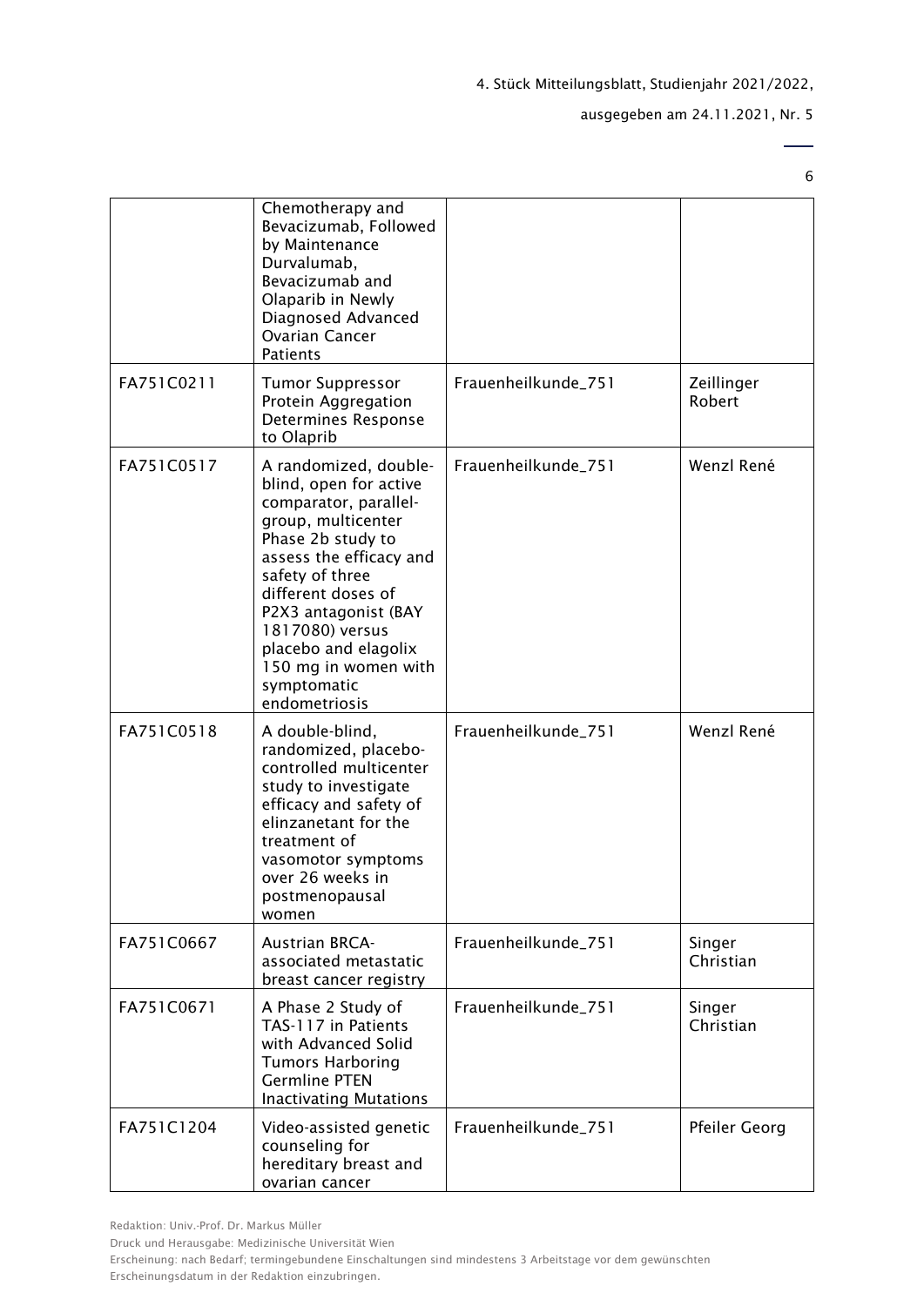| | | | |
|---|---|---|---|
| | Chemotherapy and Bevacizumab, Followed by Maintenance Durvalumab, Bevacizumab and Olaparib in Newly Diagnosed Advanced Ovarian Cancer Patients | | |
| FA751C0211 | Tumor Suppressor Protein Aggregation Determines Response to Olaprib | Frauenheilkunde_751 | Zeillinger Robert |
| FA751C0517 | A randomized, double-blind, open for active comparator, parallel-group, multicenter Phase 2b study to assess the efficacy and safety of three different doses of P2X3 antagonist (BAY 1817080) versus placebo and elagolix 150 mg in women with symptomatic endometriosis | Frauenheilkunde_751 | Wenzl René |
| FA751C0518 | A double-blind, randomized, placebo-controlled multicenter study to investigate efficacy and safety of elinzanetant for the treatment of vasomotor symptoms over 26 weeks in postmenopausal women | Frauenheilkunde_751 | Wenzl René |
| FA751C0667 | Austrian BRCA-associated metastatic breast cancer registry | Frauenheilkunde_751 | Singer Christian |
| FA751C0671 | A Phase 2 Study of TAS-117 in Patients with Advanced Solid Tumors Harboring Germline PTEN Inactivating Mutations | Frauenheilkunde_751 | Singer Christian |
| FA751C1204 | Video-assisted genetic counseling for hereditary breast and ovarian cancer | Frauenheilkunde_751 | Pfeiler Georg |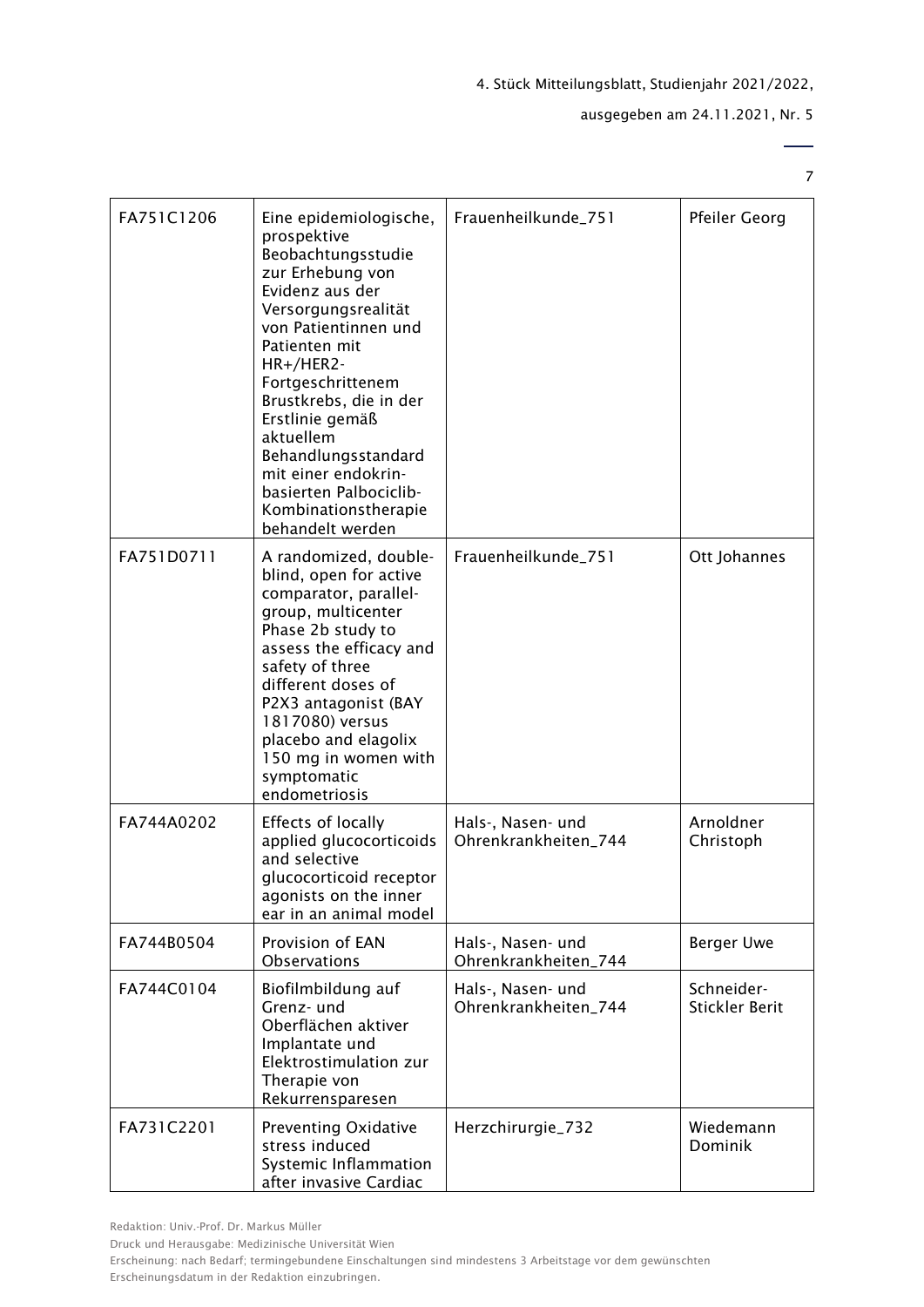| | | | |
|---|---|---|---|
| FA751C1206 | Eine epidemiologische, prospektive Beobachtungsstudie zur Erhebung von Evidenz aus der Versorgungsrealität von Patientinnen und Patienten mit HR+/HER2-Fortgeschrittenem Brustkrebs, die in der Erstlinie gemäß aktuellem Behandlungsstandard mit einer endokrin-basierten Palbociclib-Kombinationstherapie behandelt werden | Frauenheilkunde_751 | Pfeiler Georg |
| FA751D0711 | A randomized, double-blind, open for active comparator, parallel-group, multicenter Phase 2b study to assess the efficacy and safety of three different doses of P2X3 antagonist (BAY 1817080) versus placebo and elagolix 150 mg in women with symptomatic endometriosis | Frauenheilkunde_751 | Ott Johannes |
| FA744A0202 | Effects of locally applied glucocorticoids and selective glucocorticoid receptor agonists on the inner ear in an animal model | Hals-, Nasen- und Ohrenkrankheiten_744 | Arnoldner Christoph |
| FA744B0504 | Provision of EAN Observations | Hals-, Nasen- und Ohrenkrankheiten_744 | Berger Uwe |
| FA744C0104 | Biofilmbildung auf Grenz- und Oberflächen aktiver Implantate und Elektrostimulation zur Therapie von Rekurrensparesen | Hals-, Nasen- und Ohrenkrankheiten_744 | Schneider-Stickler Berit |
| FA731C2201 | Preventing Oxidative stress induced Systemic Inflammation after invasive Cardiac | Herzchirurgie_732 | Wiedemann Dominik |

Redaktion: Univ.-Prof. Dr. Markus Müller

Druck und Herausgabe: Medizinische Universität Wien

Erscheinung: nach Bedarf; termingebundene Einschaltungen sind mindestens 3 Arbeitstage vor dem gewünschten Erscheinungsdatum in der Redaktion einzubringen.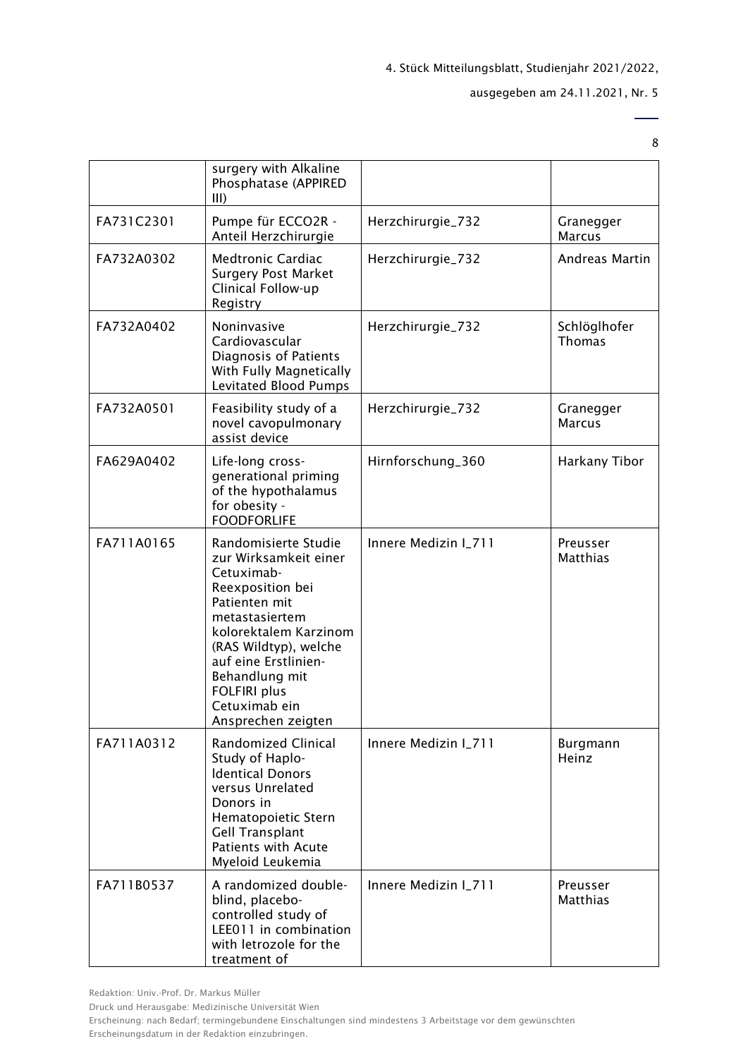| | | | |
|---|---|---|---|
| | surgery with Alkaline Phosphatase (APPIRED III) | | |
| FA731C2301 | Pumpe für ECCO2R - Anteil Herzchirurgie | Herzchirurgie_732 | Granegger Marcus |
| FA732A0302 | Medtronic Cardiac Surgery Post Market Clinical Follow-up Registry | Herzchirurgie_732 | Andreas Martin |
| FA732A0402 | Noninvasive Cardiovascular Diagnosis of Patients With Fully Magnetically Levitated Blood Pumps | Herzchirurgie_732 | Schlöglhofer Thomas |
| FA732A0501 | Feasibility study of a novel cavopulmonary assist device | Herzchirurgie_732 | Granegger Marcus |
| FA629A0402 | Life-long cross-generational priming of the hypothalamus for obesity - FOODFORLIFE | Hirnforschung_360 | Harkany Tibor |
| FA711A0165 | Randomisierte Studie zur Wirksamkeit einer Cetuximab-Reexposition bei Patienten mit metastasiertem kolorektalem Karzinom (RAS Wildtyp), welche auf eine Erstlinien-Behandlung mit FOLFIRI plus Cetuximab ein Ansprechen zeigten | Innere Medizin I_711 | Preusser Matthias |
| FA711A0312 | Randomized Clinical Study of Haplo-Identical Donors versus Unrelated Donors in Hematopoietic Stern Gell Transplant Patients with Acute Myeloid Leukemia | Innere Medizin I_711 | Burgmann Heinz |
| FA711B0537 | A randomized double-blind, placebo-controlled study of LEE011 in combination with letrozole for the treatment of | Innere Medizin I_711 | Preusser Matthias |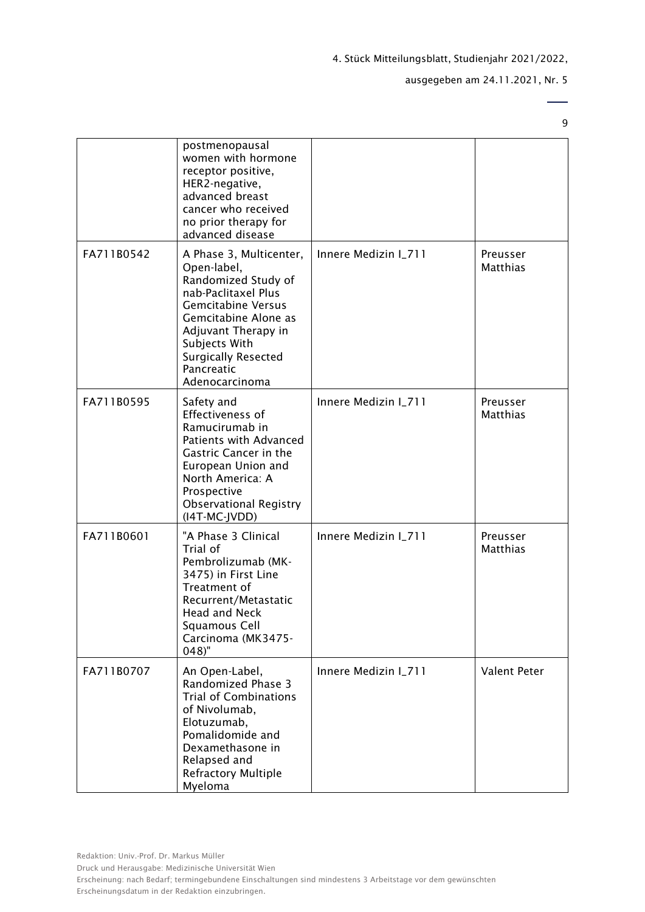| | | | |
|---|---|---|---|
| | postmenopausal women with hormone receptor positive, HER2-negative, advanced breast cancer who received no prior therapy for advanced disease | | |
| FA711B0542 | A Phase 3, Multicenter, Open-label, Randomized Study of nab-Paclitaxel Plus Gemcitabine Versus Gemcitabine Alone as Adjuvant Therapy in Subjects With Surgically Resected Pancreatic Adenocarcinoma | Innere Medizin I_711 | Preusser Matthias |
| FA711B0595 | Safety and Effectiveness of Ramucirumab in Patients with Advanced Gastric Cancer in the European Union and North America: A Prospective Observational Registry (I4T-MC-JVDD) | Innere Medizin I_711 | Preusser Matthias |
| FA711B0601 | "A Phase 3 Clinical Trial of Pembrolizumab (MK-3475) in First Line Treatment of Recurrent/Metastatic Head and Neck Squamous Cell Carcinoma (MK3475-048)" | Innere Medizin I_711 | Preusser Matthias |
| FA711B0707 | An Open-Label, Randomized Phase 3 Trial of Combinations of Nivolumab, Elotuzumab, Pomalidomide and Dexamethasone in Relapsed and Refractory Multiple Myeloma | Innere Medizin I_711 | Valent Peter |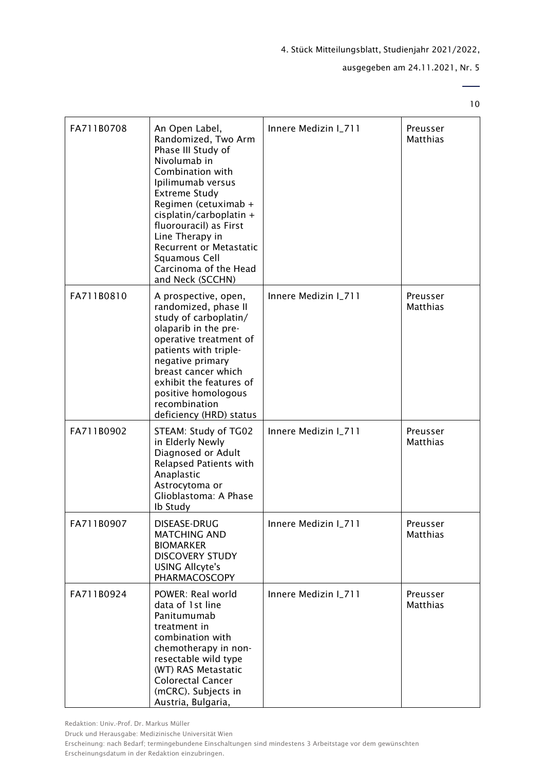| FA711B0708 | An Open Label, Randomized, Two Arm Phase III Study of Nivolumab in Combination with Ipilimumab versus Extreme Study Regimen (cetuximab + cisplatin/carboplatin + fluorouracil) as First Line Therapy in Recurrent or Metastatic Squamous Cell Carcinoma of the Head and Neck (SCCHN) | Innere Medizin I_711 | Preusser Matthias |
|---|---|---|---|
| FA711B0810 | A prospective, open, randomized, phase II study of carboplatin/ olaparib in the pre-operative treatment of patients with triple-negative primary breast cancer which exhibit the features of positive homologous recombination deficiency (HRD) status | Innere Medizin I_711 | Preusser Matthias |
| FA711B0902 | STEAM: Study of TG02 in Elderly Newly Diagnosed or Adult Relapsed Patients with Anaplastic Astrocytoma or Glioblastoma: A Phase Ib Study | Innere Medizin I_711 | Preusser Matthias |
| FA711B0907 | DISEASE-DRUG MATCHING AND BIOMARKER DISCOVERY STUDY USING Allcyte's PHARMACOSCOPY | Innere Medizin I_711 | Preusser Matthias |
| FA711B0924 | POWER: Real world data of 1st line Panitumumab treatment in combination with chemotherapy in non-resectable wild type (WT) RAS Metastatic Colorectal Cancer (mCRC). Subjects in Austria, Bulgaria, | Innere Medizin I_711 | Preusser Matthias |

Redaktion: Univ.-Prof. Dr. Markus Müller

Druck und Herausgabe: Medizinische Universität Wien

Erscheinung: nach Bedarf; termingebundene Einschaltungen sind mindestens 3 Arbeitstage vor dem gewünschten Erscheinungsdatum in der Redaktion einzubringen.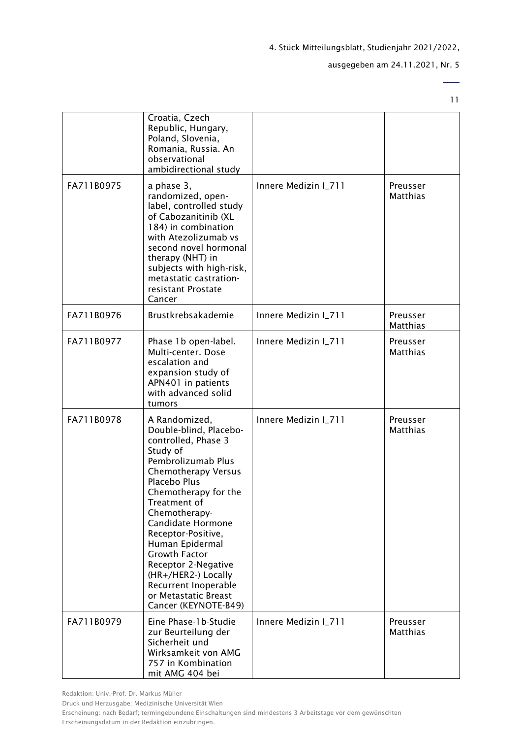| | | | |
|---|---|---|---|
| | Croatia, Czech Republic, Hungary, Poland, Slovenia, Romania, Russia. An observational ambidirectional study | | |
| FA711B0975 | a phase 3, randomized, open-label, controlled study of Cabozanitinib (XL 184) in combination with Atezolizumab vs second novel hormonal therapy (NHT) in subjects with high-risk, metastatic castration-resistant Prostate Cancer | Innere Medizin I_711 | Preusser Matthias |
| FA711B0976 | Brustkrebsakademie | Innere Medizin I_711 | Preusser Matthias |
| FA711B0977 | Phase 1b open-label. Multi-center. Dose escalation and expansion study of APN401 in patients with advanced solid tumors | Innere Medizin I_711 | Preusser Matthias |
| FA711B0978 | A Randomized, Double-blind, Placebo-controlled, Phase 3 Study of Pembrolizumab Plus Chemotherapy Versus Placebo Plus Chemotherapy for the Treatment of Chemotherapy-Candidate Hormone Receptor-Positive, Human Epidermal Growth Factor Receptor 2-Negative (HR+/HER2-) Locally Recurrent Inoperable or Metastatic Breast Cancer (KEYNOTE-B49) | Innere Medizin I_711 | Preusser Matthias |
| FA711B0979 | Eine Phase-1b-Studie zur Beurteilung der Sicherheit und Wirksamkeit von AMG 757 in Kombination mit AMG 404 bei | Innere Medizin I_711 | Preusser Matthias |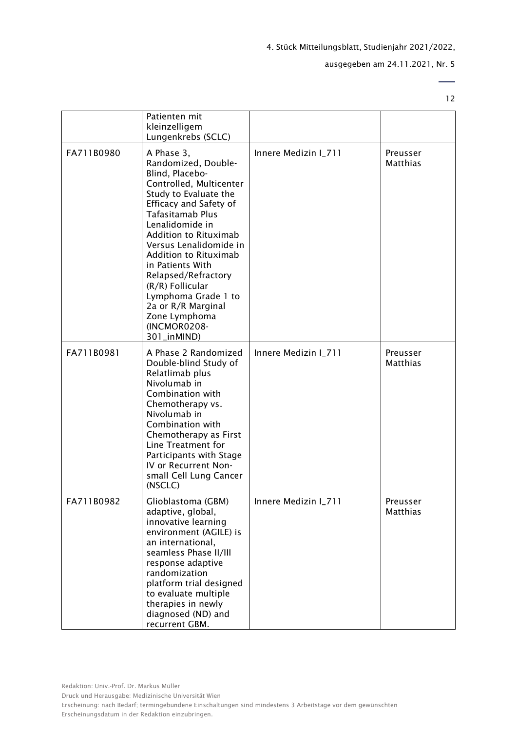| | | | |
|---|---|---|---|
| | Patienten mit kleinzelligem Lungenkrebs (SCLC) | | |
| FA711B0980 | A Phase 3, Randomized, Double-Blind, Placebo-Controlled, Multicenter Study to Evaluate the Efficacy and Safety of Tafasitamab Plus Lenalidomide in Addition to Rituximab Versus Lenalidomide in Addition to Rituximab in Patients With Relapsed/Refractory (R/R) Follicular Lymphoma Grade 1 to 2a or R/R Marginal Zone Lymphoma (INCMOR0208-301_inMIND) | Innere Medizin I_711 | Preusser Matthias |
| FA711B0981 | A Phase 2 Randomized Double-blind Study of Relatlimab plus Nivolumab in Combination with Chemotherapy vs. Nivolumab in Combination with Chemotherapy as First Line Treatment for Participants with Stage IV or Recurrent Non-small Cell Lung Cancer (NSCLC) | Innere Medizin I_711 | Preusser Matthias |
| FA711B0982 | Glioblastoma (GBM) adaptive, global, innovative learning environment (AGILE) is an international, seamless Phase II/III response adaptive randomization platform trial designed to evaluate multiple therapies in newly diagnosed (ND) and recurrent GBM. | Innere Medizin I_711 | Preusser Matthias |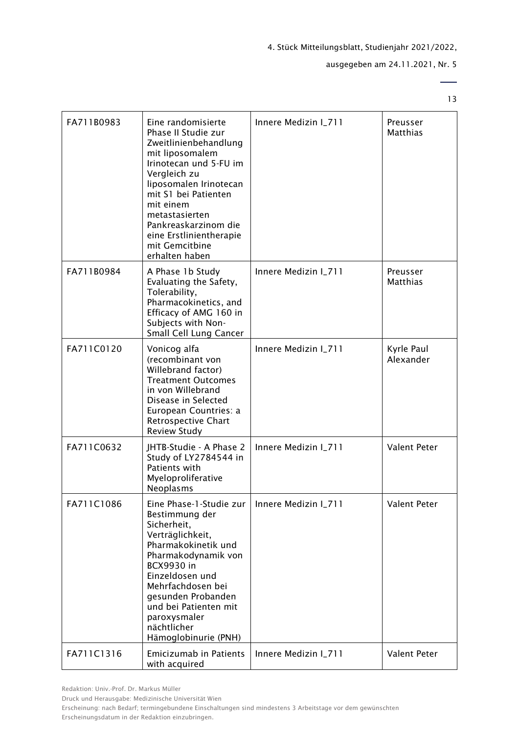| FA711B0983 | Eine randomisierte Phase II Studie zur Zweitlinienbehandlung mit liposomalem Irinotecan und 5-FU im Vergleich zu liposomalen Irinotecan mit S1 bei Patienten mit einem metastasierten Pankreaskarzinom die eine Erstlinientherapie mit Gemcitbine erhalten haben | Innere Medizin I_711 | Preusser Matthias |
|---|---|---|---|
| FA711B0984 | A Phase 1b Study Evaluating the Safety, Tolerability, Pharmacokinetics, and Efficacy of AMG 160 in Subjects with Non-Small Cell Lung Cancer | Innere Medizin I_711 | Preusser Matthias |
| FA711C0120 | Vonicog alfa (recombinant von Willebrand factor) Treatment Outcomes in von Willebrand Disease in Selected European Countries: a Retrospective Chart Review Study | Innere Medizin I_711 | Kyrle Paul Alexander |
| FA711C0632 | JHTB-Studie - A Phase 2 Study of LY2784544 in Patients with Myeloproliferative Neoplasms | Innere Medizin I_711 | Valent Peter |
| FA711C1086 | Eine Phase-1-Studie zur Bestimmung der Sicherheit, Verträglichkeit, Pharmakokinetik und Pharmakodynamik von BCX9930 in Einzeldosen und Mehrfachdosen bei gesunden Probanden und bei Patienten mit paroxysmaler nächtlicher Hämoglobinurie (PNH) | Innere Medizin I_711 | Valent Peter |
| FA711C1316 | Emicizumab in Patients with acquired | Innere Medizin I_711 | Valent Peter |

Redaktion: Univ.-Prof. Dr. Markus Müller

Druck und Herausgabe: Medizinische Universität Wien

Erscheinung: nach Bedarf; termingebundene Einschaltungen sind mindestens 3 Arbeitstage vor dem gewünschten Erscheinungsdatum in der Redaktion einzubringen.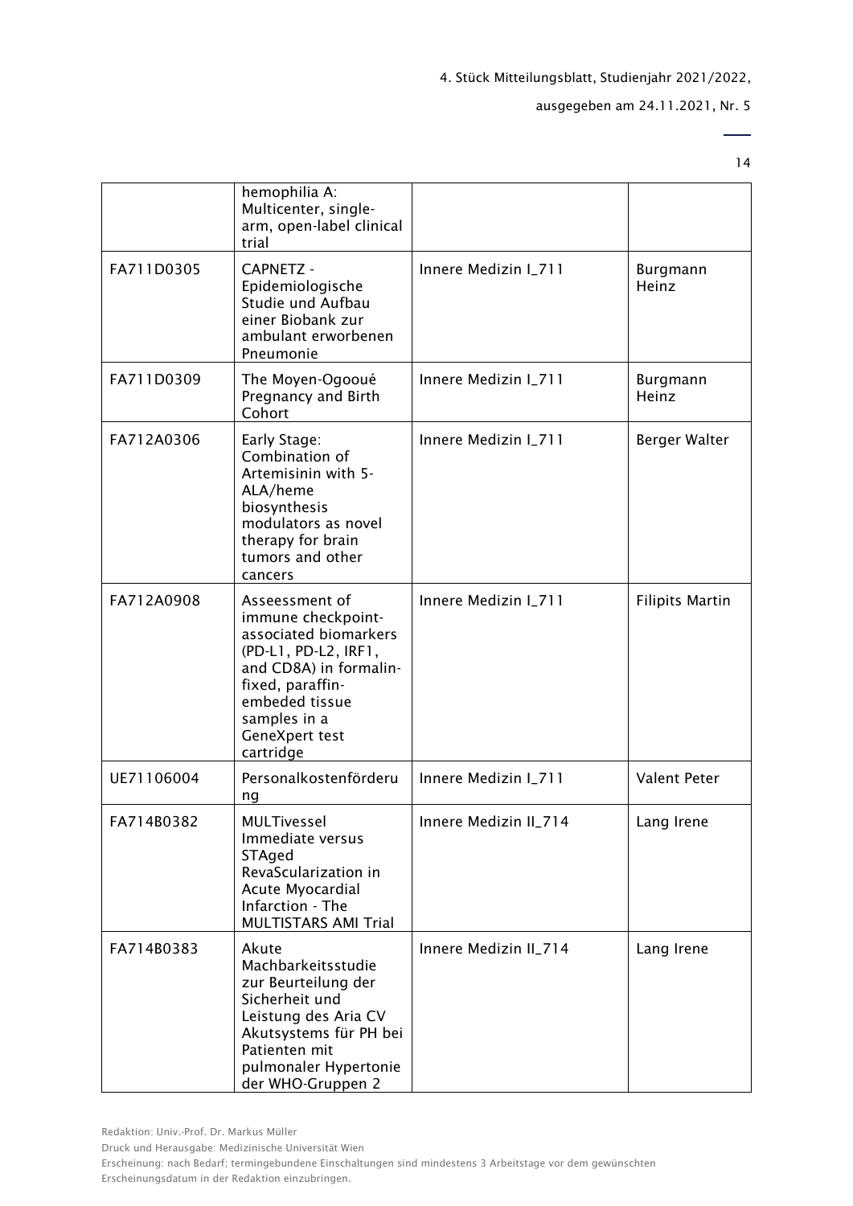|  | hemophilia A: Multicenter, single-arm, open-label clinical trial |  |  |
|---|---|---|---|
| FA711D0305 | CAPNETZ - Epidemiologische Studie und Aufbau einer Biobank zur ambulant erworbenen Pneumonie | Innere Medizin I_711 | Burgmann Heinz |
| FA711D0309 | The Moyen-Ogooué Pregnancy and Birth Cohort | Innere Medizin I_711 | Burgmann Heinz |
| FA712A0306 | Early Stage: Combination of Artemisinin with 5-ALA/heme biosynthesis modulators as novel therapy for brain tumors and other cancers | Innere Medizin I_711 | Berger Walter |
| FA712A0908 | Asseessment of immune checkpoint-associated biomarkers (PD-L1, PD-L2, IRF1, and CD8A) in formalin-fixed, paraffin-embeded tissue samples in a GeneXpert test cartridge | Innere Medizin I_711 | Filipits Martin |
| UE71106004 | Personalkostenförderung | Innere Medizin I_711 | Valent Peter |
| FA714B0382 | MULTivessel Immediate versus STAged RevaScularization in Acute Myocardial Infarction - The MULTISTARS AMI Trial | Innere Medizin II_714 | Lang Irene |
| FA714B0383 | Akute Machbarkeitsstudie zur Beurteilung der Sicherheit und Leistung des Aria CV Akutsystems für PH bei Patienten mit pulmonaler Hypertonie der WHO-Gruppen 2 | Innere Medizin II_714 | Lang Irene |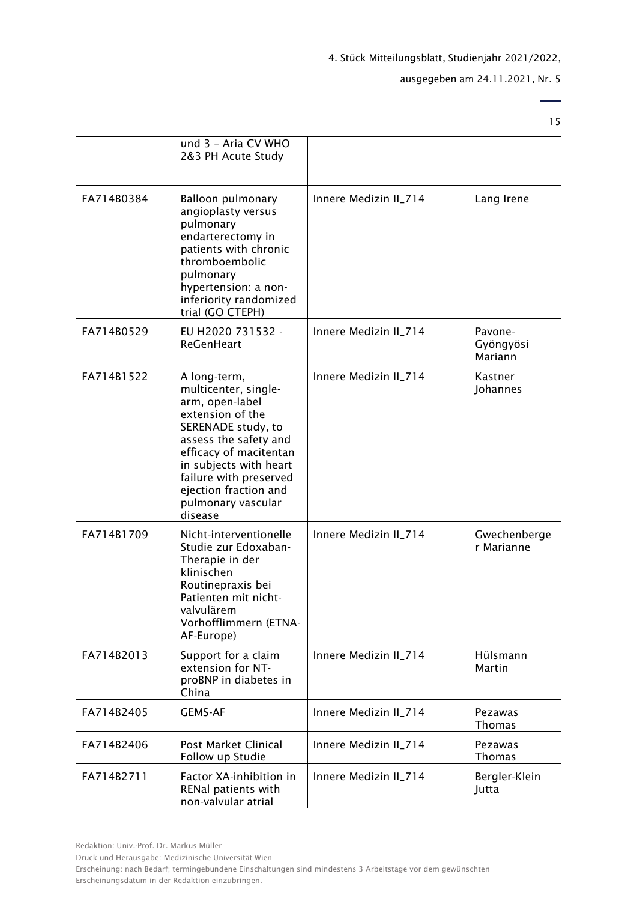| | und 3 – Aria CV WHO 2&3 PH Acute Study | | |
|---|---|---|---|
| FA714B0384 | Balloon pulmonary angioplasty versus pulmonary endarterectomy in patients with chronic thromboembolic pulmonary hypertension: a non-inferiority randomized trial (GO CTEPH) | Innere Medizin II_714 | Lang Irene |
| FA714B0529 | EU H2020 731532 - ReGenHeart | Innere Medizin II_714 | Pavone-Gyöngyösi Mariann |
| FA714B1522 | A long-term, multicenter, single-arm, open-label extension of the SERENADE study, to assess the safety and efficacy of macitentan in subjects with heart failure with preserved ejection fraction and pulmonary vascular disease | Innere Medizin II_714 | Kastner Johannes |
| FA714B1709 | Nicht-interventionelle Studie zur Edoxaban-Therapie in der klinischen Routinepraxis bei Patienten mit nicht-valvulärem Vorhofflimmern (ETNA-AF-Europe) | Innere Medizin II_714 | Gwechenberger Marianne |
| FA714B2013 | Support for a claim extension for NT-proBNP in diabetes in China | Innere Medizin II_714 | Hülsmann Martin |
| FA714B2405 | GEMS-AF | Innere Medizin II_714 | Pezawas Thomas |
| FA714B2406 | Post Market Clinical Follow up Studie | Innere Medizin II_714 | Pezawas Thomas |
| FA714B2711 | Factor XA-inhibition in RENal patients with non-valvular atrial | Innere Medizin II_714 | Bergler-Klein Jutta |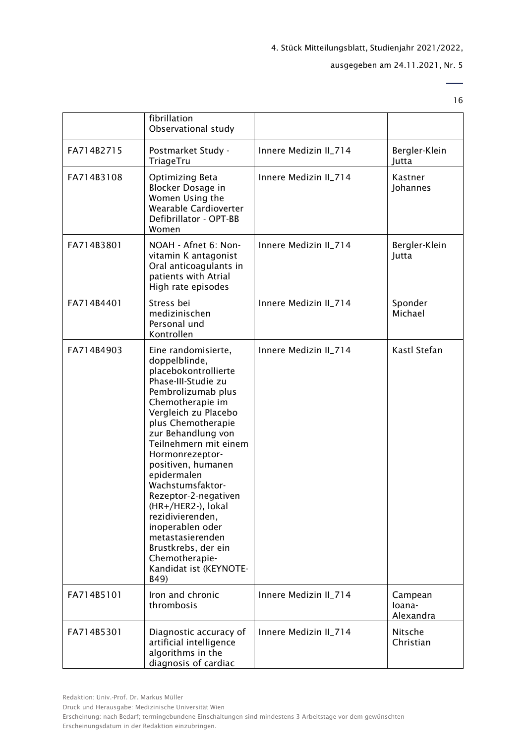| | | | |
|---|---|---|---|
| | fibrillation Observational study | | |
| FA714B2715 | Postmarket Study - TriageTru | Innere Medizin II_714 | Bergler-Klein Jutta |
| FA714B3108 | Optimizing Beta Blocker Dosage in Women Using the Wearable Cardioverter Defibrillator - OPT-BB Women | Innere Medizin II_714 | Kastner Johannes |
| FA714B3801 | NOAH - Afnet 6: Non-vitamin K antagonist Oral anticoagulants in patients with Atrial High rate episodes | Innere Medizin II_714 | Bergler-Klein Jutta |
| FA714B4401 | Stress bei medizinischen Personal und Kontrollen | Innere Medizin II_714 | Sponder Michael |
| FA714B4903 | Eine randomisierte, doppelblinde, placebokontrollierte Phase-III-Studie zu Pembrolizumab plus Chemotherapie im Vergleich zu Placebo plus Chemotherapie zur Behandlung von Teilnehmern mit einem Hormonrezeptor-positiven, humanen epidermalen Wachstumsfaktor-Rezeptor-2-negativen (HR+/HER2-), lokal rezidivierenden, inoperablen oder metastasierenden Brustkrebs, der ein Chemotherapie-Kandidat ist (KEYNOTE-B49) | Innere Medizin II_714 | Kastl Stefan |
| FA714B5101 | Iron and chronic thrombosis | Innere Medizin II_714 | Campean Ioana-Alexandra |
| FA714B5301 | Diagnostic accuracy of artificial intelligence algorithms in the diagnosis of cardiac | Innere Medizin II_714 | Nitsche Christian |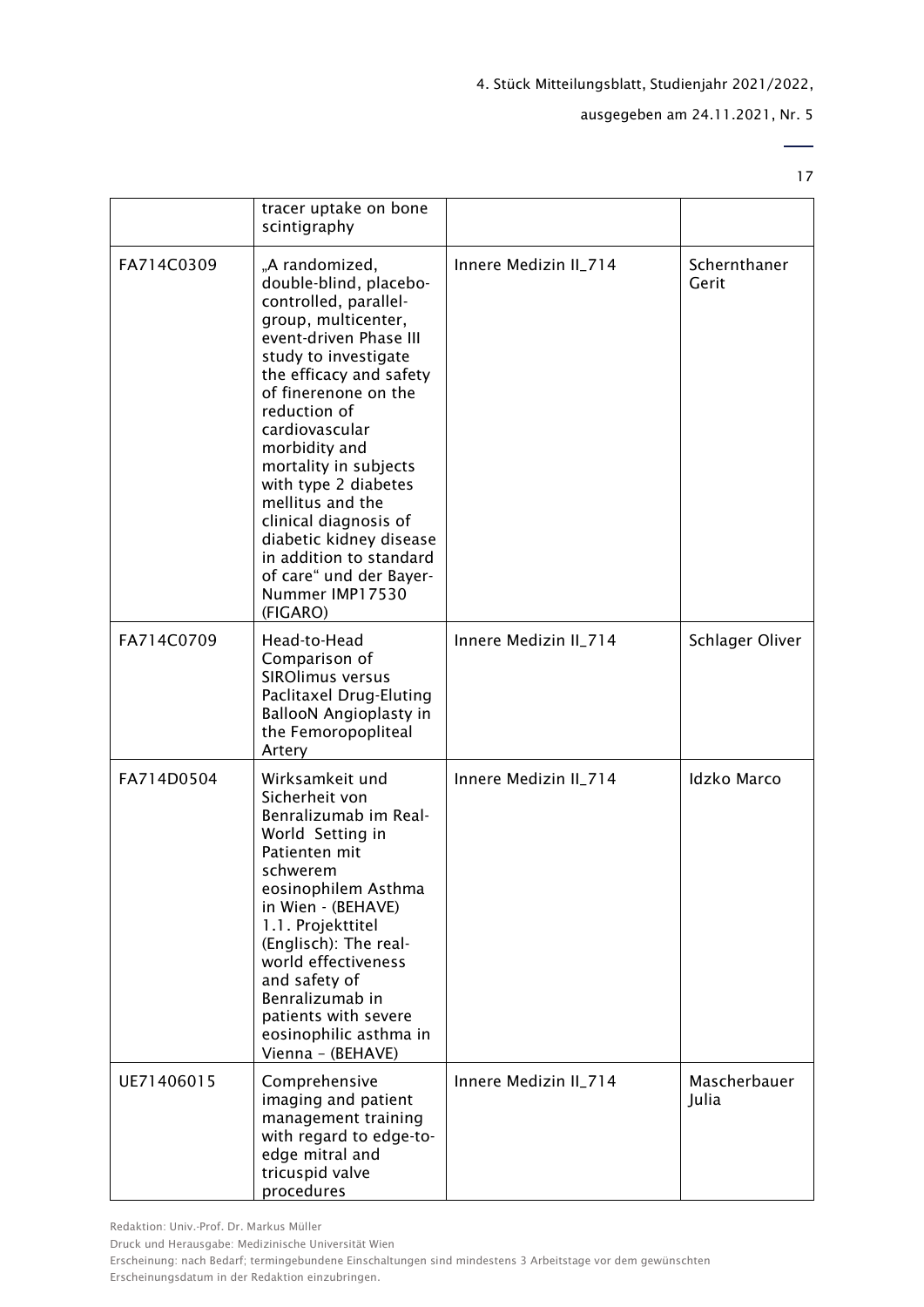|  | tracer uptake on bone scintigraphy |  |  |
|---|---|---|---|
| FA714C0309 | „A randomized, double-blind, placebo-controlled, parallel-group, multicenter, event-driven Phase III study to investigate the efficacy and safety of finerenone on the reduction of cardiovascular morbidity and mortality in subjects with type 2 diabetes mellitus and the clinical diagnosis of diabetic kidney disease in addition to standard of care" und der Bayer-Nummer IMP17530 (FIGARO) | Innere Medizin II_714 | Schernthaner Gerit |
| FA714C0709 | Head-to-Head Comparison of SIROlimus versus Paclitaxel Drug-Eluting BallooN Angioplasty in the Femoropopliteal Artery | Innere Medizin II_714 | Schlager Oliver |
| FA714D0504 | Wirksamkeit und Sicherheit von Benralizumab im Real-World Setting in Patienten mit schwerem eosinophilem Asthma in Wien - (BEHAVE) 1.1. Projekttitel (Englisch): The real-world effectiveness and safety of Benralizumab in patients with severe eosinophilic asthma in Vienna – (BEHAVE) | Innere Medizin II_714 | Idzko Marco |
| UE71406015 | Comprehensive imaging and patient management training with regard to edge-to-edge mitral and tricuspid valve procedures | Innere Medizin II_714 | Mascherbauer Julia |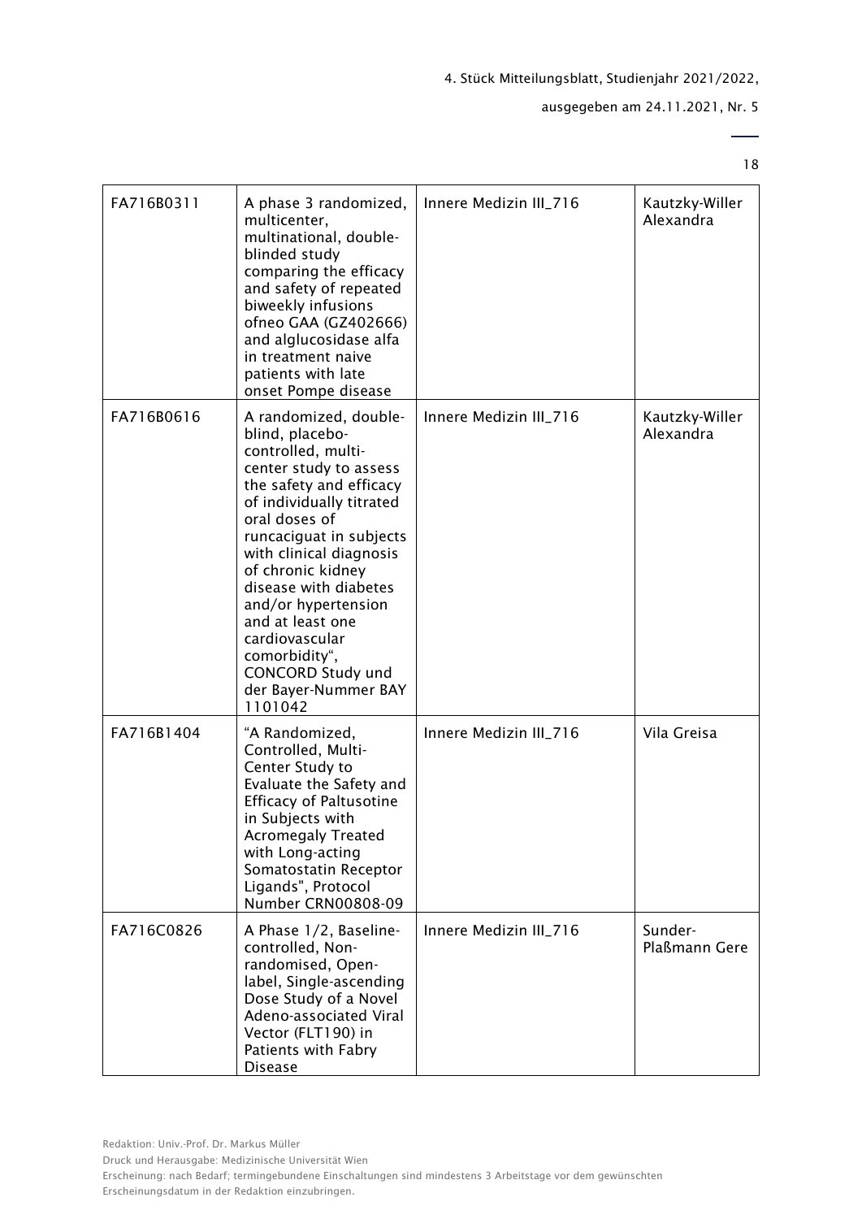| FA716B0311 | A phase 3 randomized, multicenter, multinational, double-blinded study comparing the efficacy and safety of repeated biweekly infusions ofneo GAA (GZ402666) and alglucosidase alfa in treatment naive patients with late onset Pompe disease | Innere Medizin III_716 | Kautzky-Willer Alexandra |
|---|---|---|---|
| FA716B0616 | A randomized, double-blind, placebo-controlled, multi-center study to assess the safety and efficacy of individually titrated oral doses of runcaciguat in subjects with clinical diagnosis of chronic kidney disease with diabetes and/or hypertension and at least one cardiovascular comorbidity", CONCORD Study und der Bayer-Nummer BAY 1101042 | Innere Medizin III_716 | Kautzky-Willer Alexandra |
| FA716B1404 | "A Randomized, Controlled, Multi-Center Study to Evaluate the Safety and Efficacy of Paltusotine in Subjects with Acromegaly Treated with Long-acting Somatostatin Receptor Ligands", Protocol Number CRN00808-09 | Innere Medizin III_716 | Vila Greisa |
| FA716C0826 | A Phase 1/2, Baseline-controlled, Non-randomised, Open-label, Single-ascending Dose Study of a Novel Adeno-associated Viral Vector (FLT190) in Patients with Fabry Disease | Innere Medizin III_716 | Sunder-Plaßmann Gere |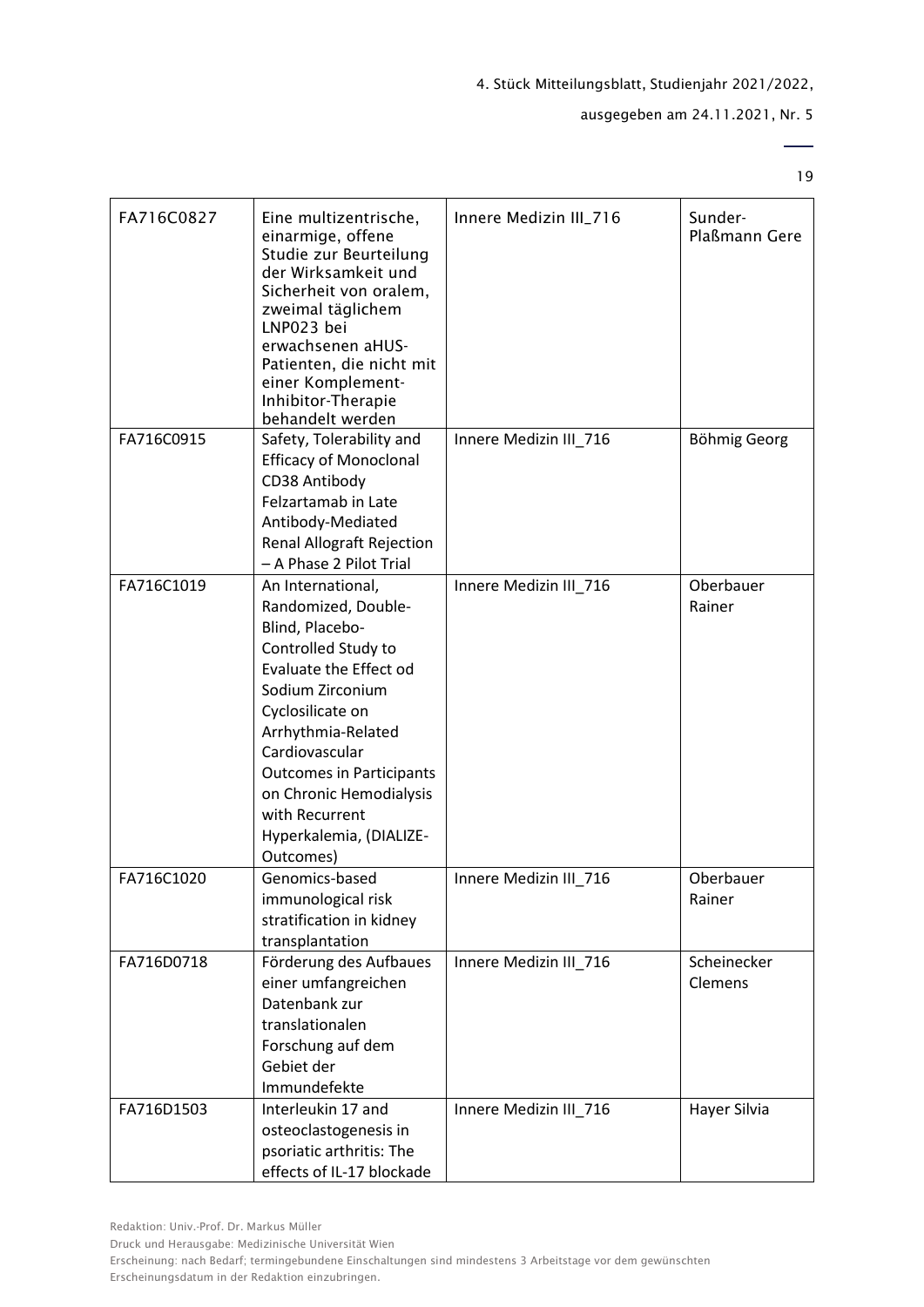| | | | |
|---|---|---|---|
| FA716C0827 | Eine multizentrische, einarmige, offene Studie zur Beurteilung der Wirksamkeit und Sicherheit von oralem, zweimal täglichem LNP023 bei erwachsenen aHUS-Patienten, die nicht mit einer Komplement-Inhibitor-Therapie behandelt werden | Innere Medizin III_716 | Sunder-Plaßmann Gere |
| FA716C0915 | Safety, Tolerability and Efficacy of Monoclonal CD38 Antibody Felzartamab in Late Antibody-Mediated Renal Allograft Rejection – A Phase 2 Pilot Trial | Innere Medizin III_716 | Böhmig Georg |
| FA716C1019 | An International, Randomized, Double-Blind, Placebo-Controlled Study to Evaluate the Effect od Sodium Zirconium Cyclosilicate on Arrhythmia-Related Cardiovascular Outcomes in Participants on Chronic Hemodialysis with Recurrent Hyperkalemia, (DIALIZE-Outcomes) | Innere Medizin III_716 | Oberbauer Rainer |
| FA716C1020 | Genomics-based immunological risk stratification in kidney transplantation | Innere Medizin III_716 | Oberbauer Rainer |
| FA716D0718 | Förderung des Aufbaues einer umfangreichen Datenbank zur translationalen Forschung auf dem Gebiet der Immundefekte | Innere Medizin III_716 | Scheinecker Clemens |
| FA716D1503 | Interleukin 17 and osteoclastogenesis in psoriatic arthritis: The effects of IL-17 blockade | Innere Medizin III_716 | Hayer Silvia |

Redaktion: Univ.-Prof. Dr. Markus Müller

Druck und Herausgabe: Medizinische Universität Wien

Erscheinung: nach Bedarf; termingebundene Einschaltungen sind mindestens 3 Arbeitstage vor dem gewünschten Erscheinungsdatum in der Redaktion einzubringen.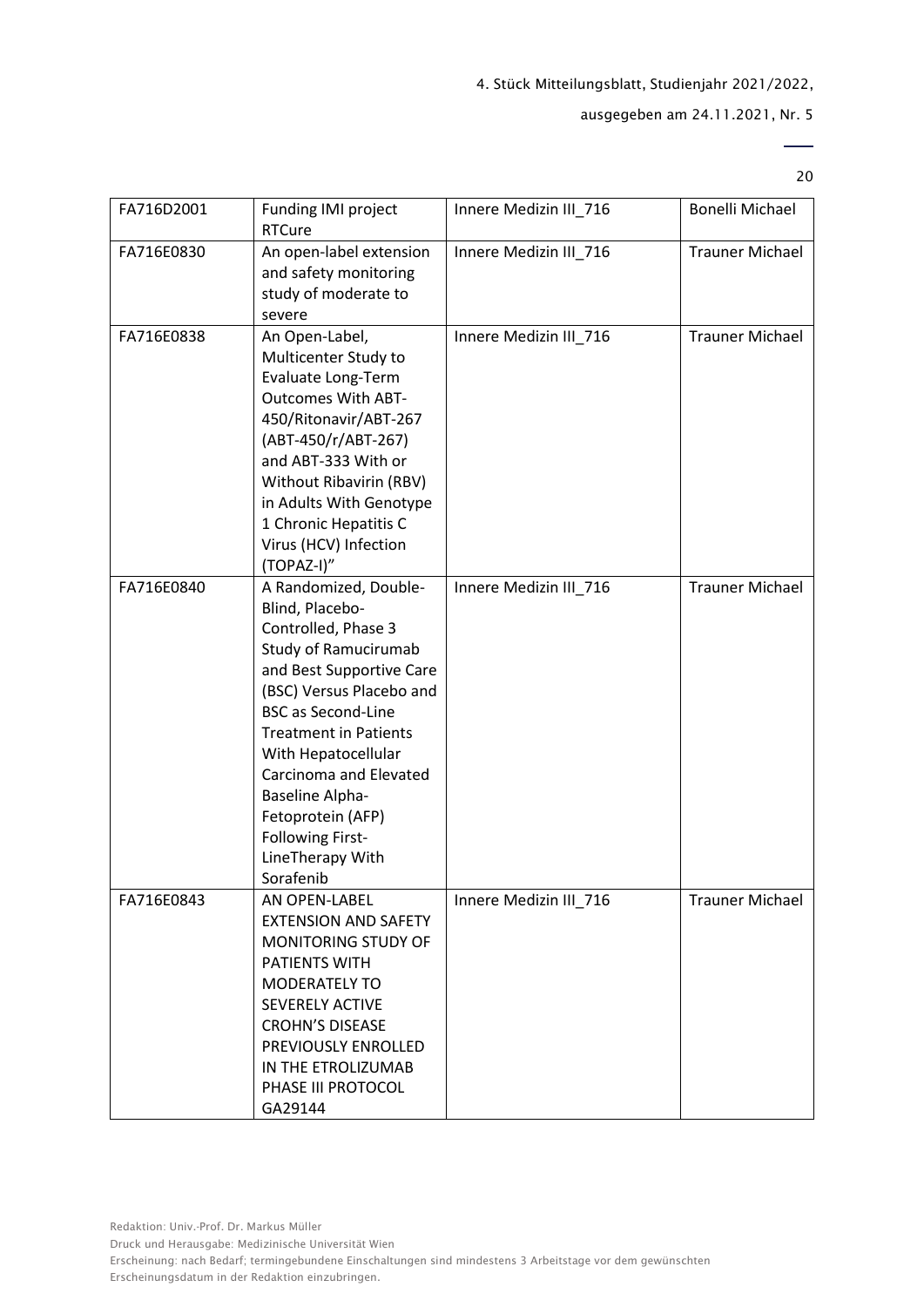| FA716D2001 | Funding IMI project RTCure | Innere Medizin III_716 | Bonelli Michael |
|---|---|---|---|
| FA716E0830 | An open-label extension and safety monitoring study of moderate to severe | Innere Medizin III_716 | Trauner Michael |
| FA716E0838 | An Open-Label, Multicenter Study to Evaluate Long-Term Outcomes With ABT-450/Ritonavir/ABT-267 (ABT-450/r/ABT-267) and ABT-333 With or Without Ribavirin (RBV) in Adults With Genotype 1 Chronic Hepatitis C Virus (HCV) Infection (TOPAZ-I)" | Innere Medizin III_716 | Trauner Michael |
| FA716E0840 | A Randomized, Double-Blind, Placebo-Controlled, Phase 3 Study of Ramucirumab and Best Supportive Care (BSC) Versus Placebo and BSC as Second-Line Treatment in Patients With Hepatocellular Carcinoma and Elevated Baseline Alpha-Fetoprotein (AFP) Following First-LineTherapy With Sorafenib | Innere Medizin III_716 | Trauner Michael |
| FA716E0843 | AN OPEN-LABEL EXTENSION AND SAFETY MONITORING STUDY OF PATIENTS WITH MODERATELY TO SEVERELY ACTIVE CROHN'S DISEASE PREVIOUSLY ENROLLED IN THE ETROLIZUMAB PHASE III PROTOCOL GA29144 | Innere Medizin III_716 | Trauner Michael |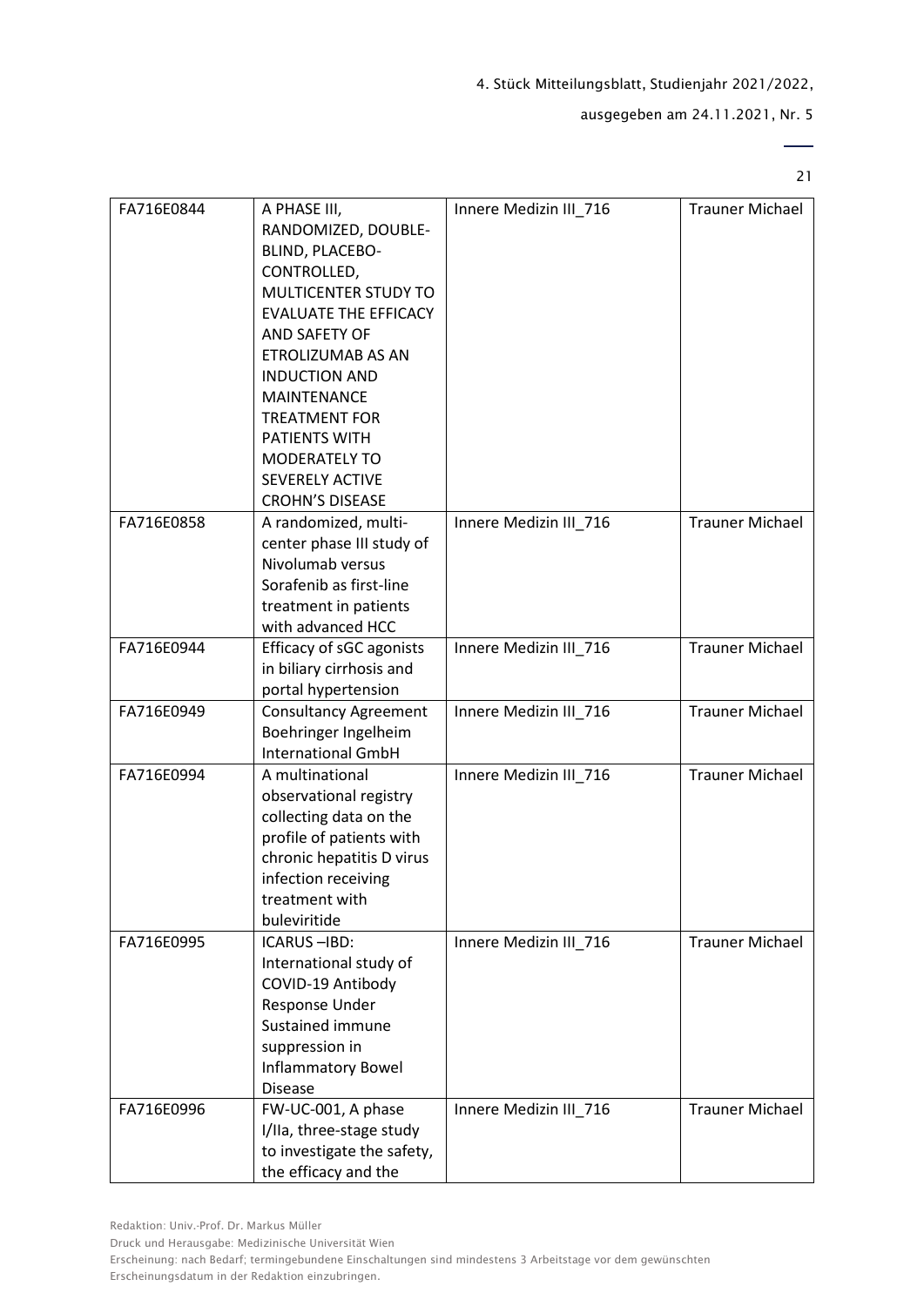| FA716E0844 | A PHASE III, RANDOMIZED, DOUBLE-BLIND, PLACEBO-CONTROLLED, MULTICENTER STUDY TO EVALUATE THE EFFICACY AND SAFETY OF ETROLIZUMAB AS AN INDUCTION AND MAINTENANCE TREATMENT FOR PATIENTS WITH MODERATELY TO SEVERELY ACTIVE CROHN'S DISEASE | Innere Medizin III_716 | Trauner Michael |
|---|---|---|---|
| FA716E0858 | A randomized, multi-center phase III study of Nivolumab versus Sorafenib as first-line treatment in patients with advanced HCC | Innere Medizin III_716 | Trauner Michael |
| FA716E0944 | Efficacy of sGC agonists in biliary cirrhosis and portal hypertension | Innere Medizin III_716 | Trauner Michael |
| FA716E0949 | Consultancy Agreement Boehringer Ingelheim International GmbH | Innere Medizin III_716 | Trauner Michael |
| FA716E0994 | A multinational observational registry collecting data on the profile of patients with chronic hepatitis D virus infection receiving treatment with buleviritide | Innere Medizin III_716 | Trauner Michael |
| FA716E0995 | ICARUS –IBD: International study of COVID-19 Antibody Response Under Sustained immune suppression in Inflammatory Bowel Disease | Innere Medizin III_716 | Trauner Michael |
| FA716E0996 | FW-UC-001, A phase I/IIa, three-stage study to investigate the safety, the efficacy and the | Innere Medizin III_716 | Trauner Michael |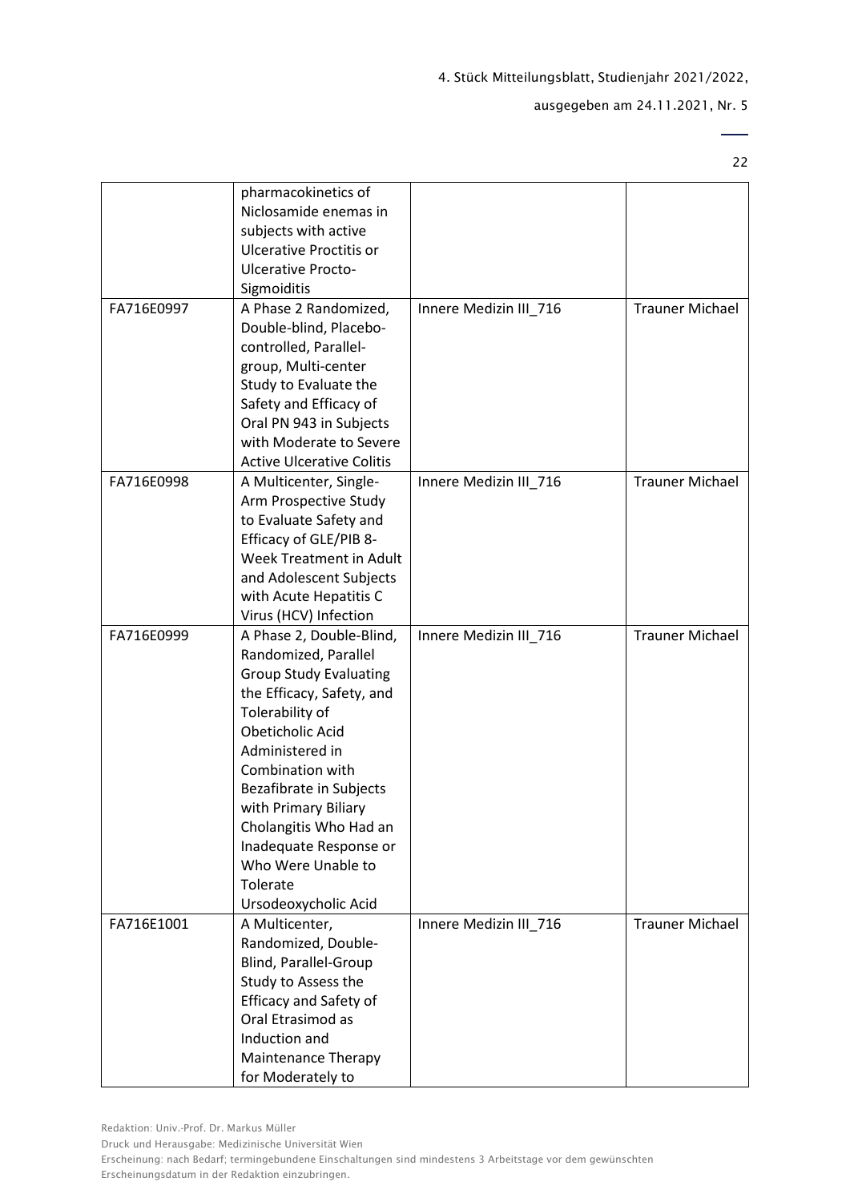| | | | |
|---|---|---|---|
| | pharmacokinetics of Niclosamide enemas in subjects with active Ulcerative Proctitis or Ulcerative Procto-Sigmoiditis | | |
| FA716E0997 | A Phase 2 Randomized, Double-blind, Placebo-controlled, Parallel-group, Multi-center Study to Evaluate the Safety and Efficacy of Oral PN 943 in Subjects with Moderate to Severe Active Ulcerative Colitis | Innere Medizin III_716 | Trauner Michael |
| FA716E0998 | A Multicenter, Single-Arm Prospective Study to Evaluate Safety and Efficacy of GLE/PIB 8-Week Treatment in Adult and Adolescent Subjects with Acute Hepatitis C Virus (HCV) Infection | Innere Medizin III_716 | Trauner Michael |
| FA716E0999 | A Phase 2, Double-Blind, Randomized, Parallel Group Study Evaluating the Efficacy, Safety, and Tolerability of Obeticholic Acid Administered in Combination with Bezafibrate in Subjects with Primary Biliary Cholangitis Who Had an Inadequate Response or Who Were Unable to Tolerate Ursodeoxycholic Acid | Innere Medizin III_716 | Trauner Michael |
| FA716E1001 | A Multicenter, Randomized, Double-Blind, Parallel-Group Study to Assess the Efficacy and Safety of Oral Etrasimod as Induction and Maintenance Therapy for Moderately to | Innere Medizin III_716 | Trauner Michael |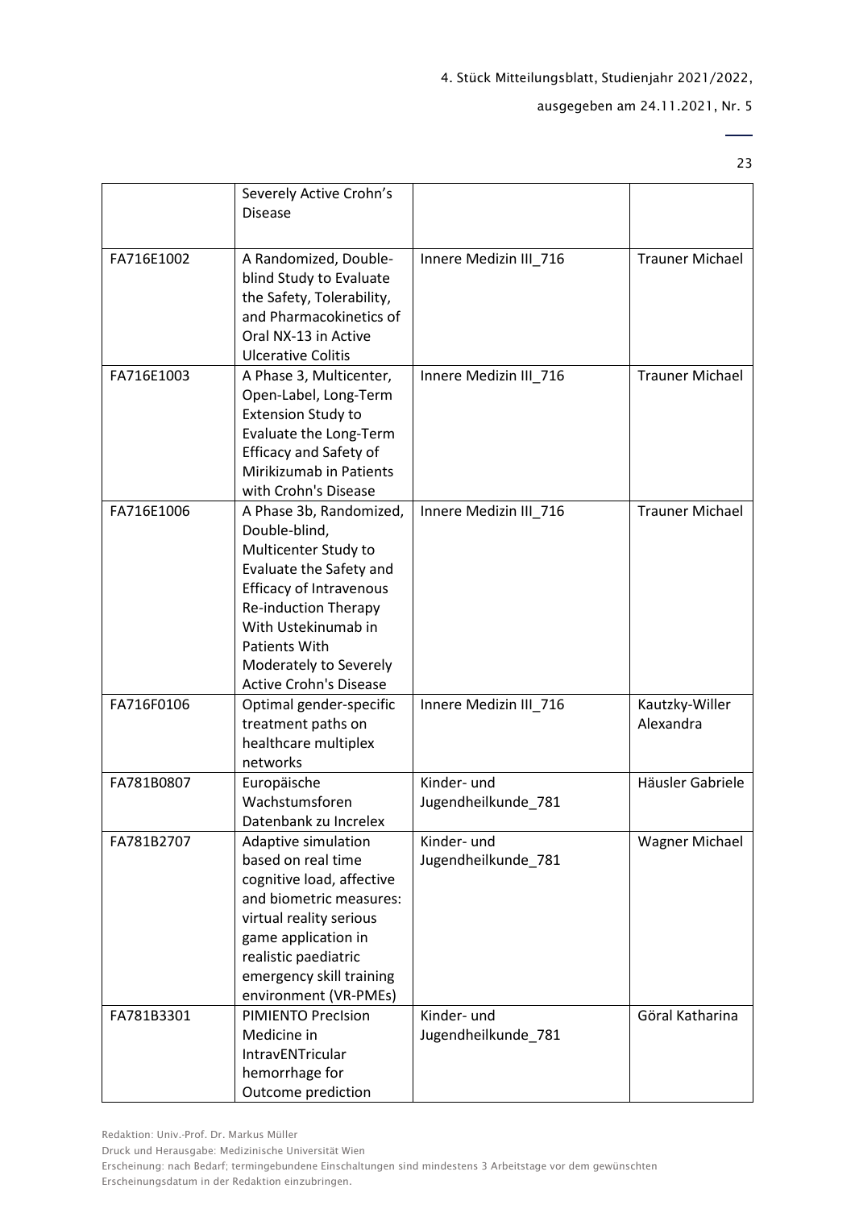|  |  |  |  |
|---|---|---|---|
|  | Severely Active Crohn's Disease |  |  |
| FA716E1002 | A Randomized, Double-blind Study to Evaluate the Safety, Tolerability, and Pharmacokinetics of Oral NX-13 in Active Ulcerative Colitis | Innere Medizin III_716 | Trauner Michael |
| FA716E1003 | A Phase 3, Multicenter, Open-Label, Long-Term Extension Study to Evaluate the Long-Term Efficacy and Safety of Mirikizumab in Patients with Crohn's Disease | Innere Medizin III_716 | Trauner Michael |
| FA716E1006 | A Phase 3b, Randomized, Double-blind, Multicenter Study to Evaluate the Safety and Efficacy of Intravenous Re-induction Therapy With Ustekinumab in Patients With Moderately to Severely Active Crohn's Disease | Innere Medizin III_716 | Trauner Michael |
| FA716F0106 | Optimal gender-specific treatment paths on healthcare multiplex networks | Innere Medizin III_716 | Kautzky-Willer Alexandra |
| FA781B0807 | Europäische Wachstumsforen Datenbank zu Increlex | Kinder- und Jugendheilkunde_781 | Häusler Gabriele |
| FA781B2707 | Adaptive simulation based on real time cognitive load, affective and biometric measures: virtual reality serious game application in realistic paediatric emergency skill training environment (VR-PMEs) | Kinder- und Jugendheilkunde_781 | Wagner Michael |
| FA781B3301 | PIMIENTO PrecIsion Medicine in IntravENTricular hemorrhage for Outcome prediction | Kinder- und Jugendheilkunde_781 | Göral Katharina |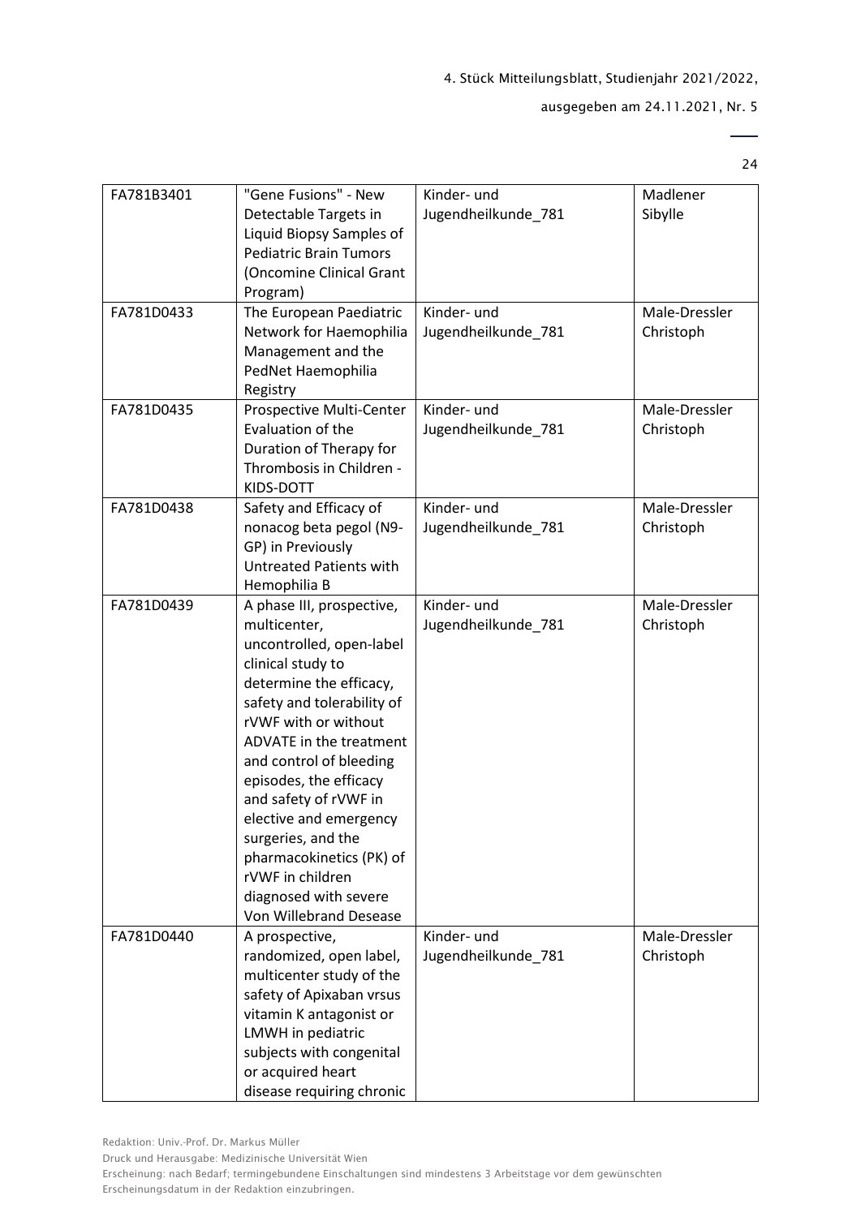| FA781B3401 | "Gene Fusions" - New Detectable Targets in Liquid Biopsy Samples of Pediatric Brain Tumors (Oncomine Clinical Grant Program) | Kinder- und Jugendheilkunde_781 | Madlener Sibylle |
|---|---|---|---|
| FA781D0433 | The European Paediatric Network for Haemophilia Management and the PedNet Haemophilia Registry | Kinder- und Jugendheilkunde_781 | Male-Dressler Christoph |
| FA781D0435 | Prospective Multi-Center Evaluation of the Duration of Therapy for Thrombosis in Children - KIDS-DOTT | Kinder- und Jugendheilkunde_781 | Male-Dressler Christoph |
| FA781D0438 | Safety and Efficacy of nonacog beta pegol (N9-GP) in Previously Untreated Patients with Hemophilia B | Kinder- und Jugendheilkunde_781 | Male-Dressler Christoph |
| FA781D0439 | A phase III, prospective, multicenter, uncontrolled, open-label clinical study to determine the efficacy, safety and tolerability of rVWF with or without ADVATE in the treatment and control of bleeding episodes, the efficacy and safety of rVWF in elective and emergency surgeries, and the pharmacokinetics (PK) of rVWF in children diagnosed with severe Von Willebrand Desease | Kinder- und Jugendheilkunde_781 | Male-Dressler Christoph |
| FA781D0440 | A prospective, randomized, open label, multicenter study of the safety of Apixaban vrsus vitamin K antagonist or LMWH in pediatric subjects with congenital or acquired heart disease requiring chronic | Kinder- und Jugendheilkunde_781 | Male-Dressler Christoph |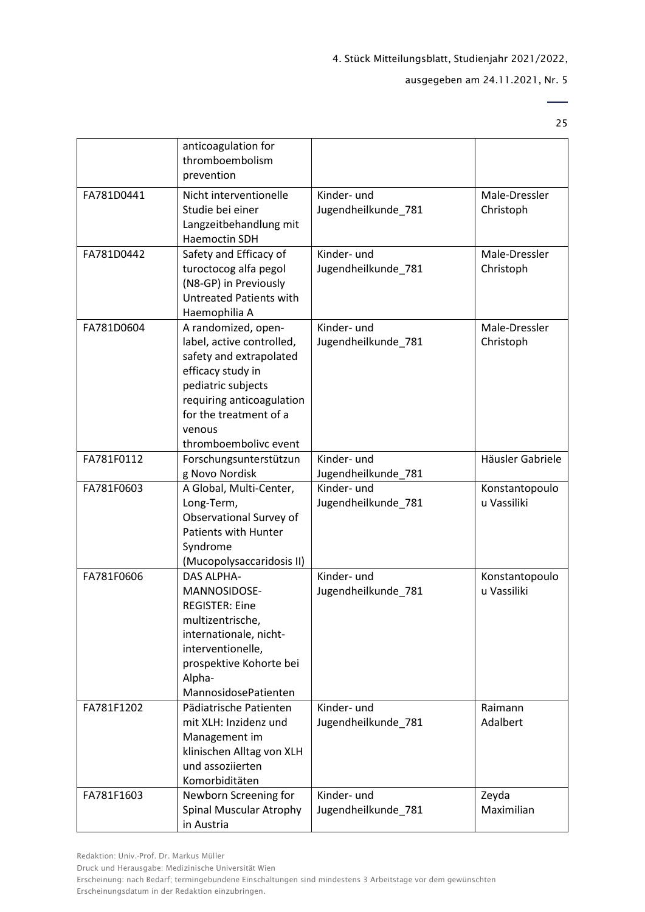| | anticoagulation for thromboembolism prevention | | |
|---|---|---|---|
| FA781D0441 | Nicht interventionelle Studie bei einer Langzeitbehandlung mit Haemoctin SDH | Kinder- und Jugendheilkunde_781 | Male-Dressler Christoph |
| FA781D0442 | Safety and Efficacy of turoctocog alfa pegol (N8-GP) in Previously Untreated Patients with Haemophilia A | Kinder- und Jugendheilkunde_781 | Male-Dressler Christoph |
| FA781D0604 | A randomized, open-label, active controlled, safety and extrapolated efficacy study in pediatric subjects requiring anticoagulation for the treatment of a venous thromboembolivc event | Kinder- und Jugendheilkunde_781 | Male-Dressler Christoph |
| FA781F0112 | Forschungsunterstützung Novo Nordisk | Kinder- und Jugendheilkunde_781 | Häusler Gabriele |
| FA781F0603 | A Global, Multi-Center, Long-Term, Observational Survey of Patients with Hunter Syndrome (Mucopolysaccaridosis II) | Kinder- und Jugendheilkunde_781 | Konstantopoulou Vassiliki |
| FA781F0606 | DAS ALPHA-MANNOSIDOSE-REGISTER: Eine multizentrische, internationale, nicht-interventionelle, prospektive Kohorte bei Alpha-MannosidosePatienten | Kinder- und Jugendheilkunde_781 | Konstantopoulou Vassiliki |
| FA781F1202 | Pädiatrische Patienten mit XLH: Inzidenz und Management im klinischen Alltag von XLH und assoziierten Komorbiditäten | Kinder- und Jugendheilkunde_781 | Raimann Adalbert |
| FA781F1603 | Newborn Screening for Spinal Muscular Atrophy in Austria | Kinder- und Jugendheilkunde_781 | Zeyda Maximilian |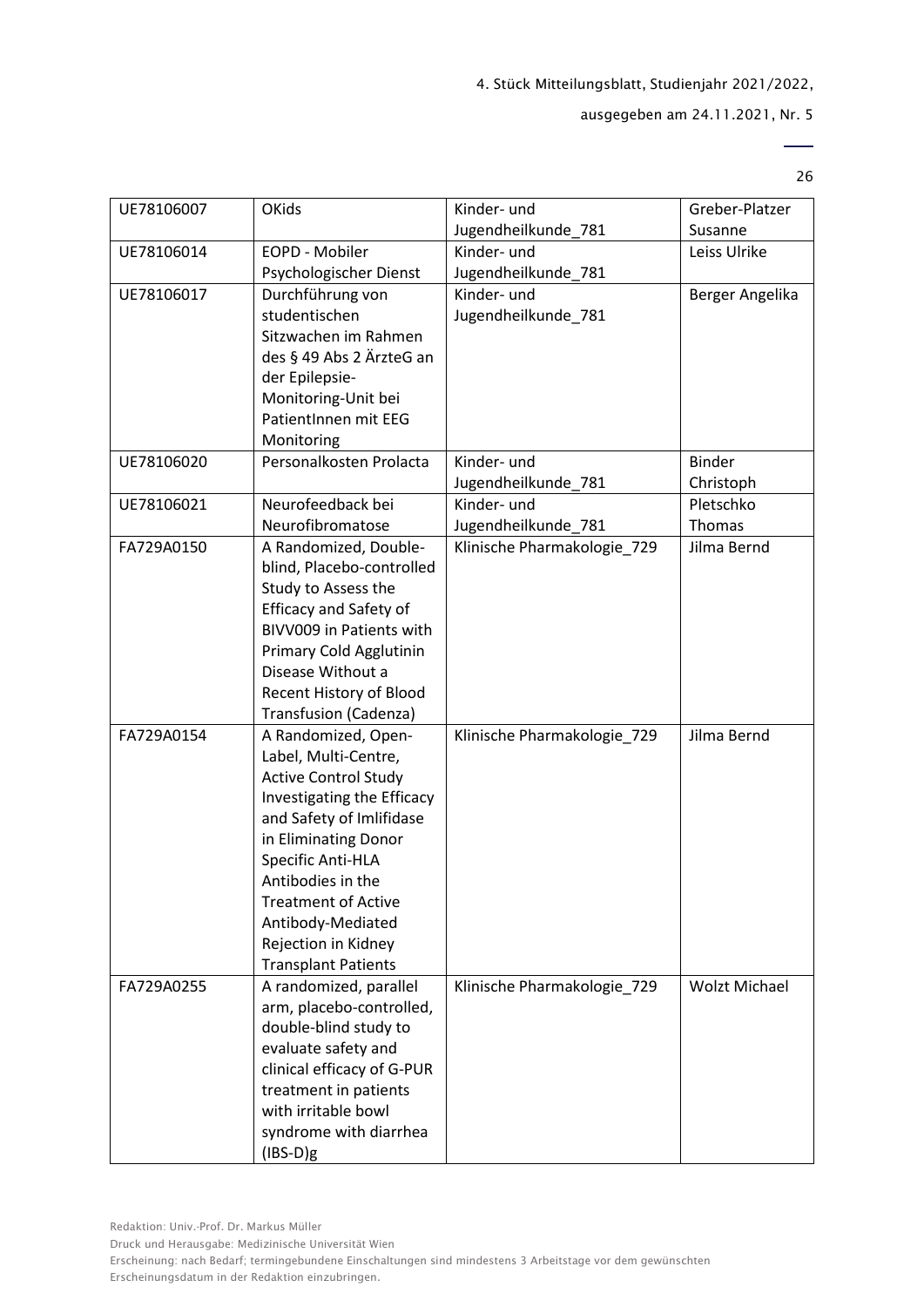| UE78106007 | OKids | Kinder- und Jugendheilkunde_781 | Greber-Platzer Susanne |
|---|---|---|---|
| UE78106014 | EOPD - Mobiler Psychologischer Dienst | Kinder- und Jugendheilkunde_781 | Leiss Ulrike |
| UE78106017 | Durchführung von studentischen Sitzwachen im Rahmen des § 49 Abs 2 ÄrzteG an der Epilepsie-Monitoring-Unit bei PatientInnen mit EEG Monitoring | Kinder- und Jugendheilkunde_781 | Berger Angelika |
| UE78106020 | Personalkosten Prolacta | Kinder- und Jugendheilkunde_781 | Binder Christoph |
| UE78106021 | Neurofeedback bei Neurofibromatose | Kinder- und Jugendheilkunde_781 | Pletschko Thomas |
| FA729A0150 | A Randomized, Double-blind, Placebo-controlled Study to Assess the Efficacy and Safety of BIVV009 in Patients with Primary Cold Agglutinin Disease Without a Recent History of Blood Transfusion (Cadenza) | Klinische Pharmakologie_729 | Jilma Bernd |
| FA729A0154 | A Randomized, Open-Label, Multi-Centre, Active Control Study Investigating the Efficacy and Safety of Imlifidase in Eliminating Donor Specific Anti-HLA Antibodies in the Treatment of Active Antibody-Mediated Rejection in Kidney Transplant Patients | Klinische Pharmakologie_729 | Jilma Bernd |
| FA729A0255 | A randomized, parallel arm, placebo-controlled, double-blind study to evaluate safety and clinical efficacy of G-PUR treatment in patients with irritable bowl syndrome with diarrhea (IBS-D)g | Klinische Pharmakologie_729 | Wolzt Michael |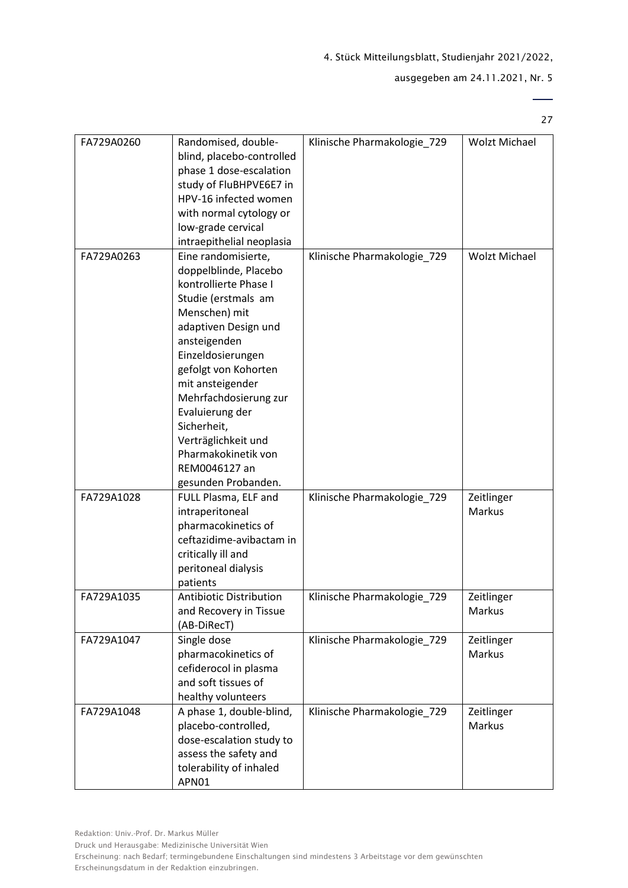| FA729A0260 | Randomised, double-blind, placebo-controlled phase 1 dose-escalation study of FluBHPVE6E7 in HPV-16 infected women with normal cytology or low-grade cervical intraepithelial neoplasia | Klinische Pharmakologie_729 | Wolzt Michael |
|---|---|---|---|
| FA729A0263 | Eine randomisierte, doppelblinde, Placebo kontrollierte Phase I Studie (erstmals am Menschen) mit adaptiven Design und ansteigenden Einzeldosierungen gefolgt von Kohorten mit ansteigender Mehrfachdosierung zur Evaluierung der Sicherheit, Verträglichkeit und Pharmakokinetik von REM0046127 an gesunden Probanden. | Klinische Pharmakologie_729 | Wolzt Michael |
| FA729A1028 | FULL Plasma, ELF and intraperitoneal pharmacokinetics of ceftazidime-avibactam in critically ill and peritoneal dialysis patients | Klinische Pharmakologie_729 | Zeitlinger Markus |
| FA729A1035 | Antibiotic Distribution and Recovery in Tissue (AB-DiRecT) | Klinische Pharmakologie_729 | Zeitlinger Markus |
| FA729A1047 | Single dose pharmacokinetics of cefiderocol in plasma and soft tissues of healthy volunteers | Klinische Pharmakologie_729 | Zeitlinger Markus |
| FA729A1048 | A phase 1, double-blind, placebo-controlled, dose-escalation study to assess the safety and tolerability of inhaled APN01 | Klinische Pharmakologie_729 | Zeitlinger Markus |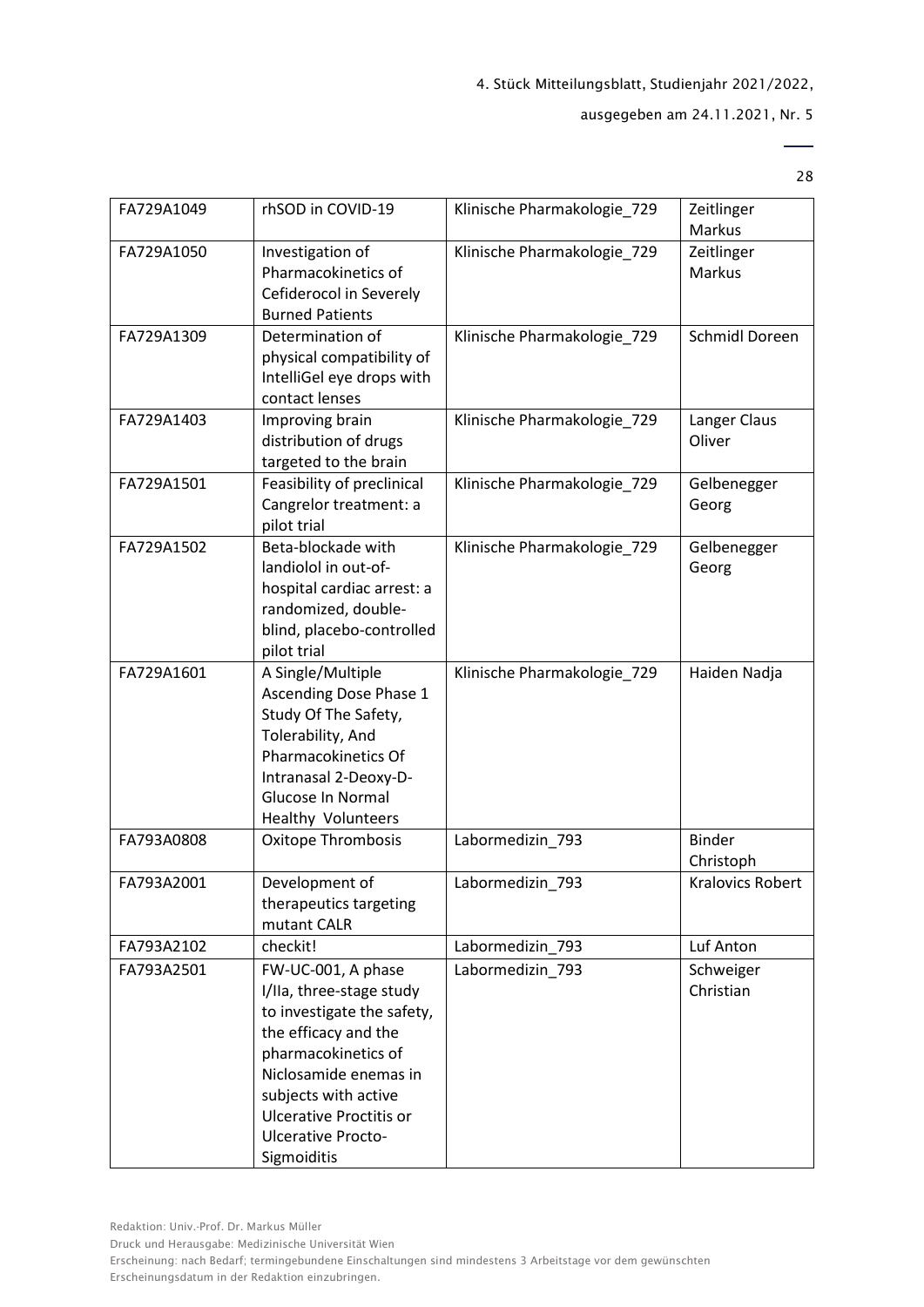| FA729A1049 | rhSOD in COVID-19 | Klinische Pharmakologie_729 | Zeitlinger Markus |
|---|---|---|---|
| FA729A1050 | Investigation of Pharmacokinetics of Cefiderocol in Severely Burned Patients | Klinische Pharmakologie_729 | Zeitlinger Markus |
| FA729A1309 | Determination of physical compatibility of IntelliGel eye drops with contact lenses | Klinische Pharmakologie_729 | Schmidl Doreen |
| FA729A1403 | Improving brain distribution of drugs targeted to the brain | Klinische Pharmakologie_729 | Langer Claus Oliver |
| FA729A1501 | Feasibility of preclinical Cangrelor treatment: a pilot trial | Klinische Pharmakologie_729 | Gelbenegger Georg |
| FA729A1502 | Beta-blockade with landiolol in out-of-hospital cardiac arrest: a randomized, double-blind, placebo-controlled pilot trial | Klinische Pharmakologie_729 | Gelbenegger Georg |
| FA729A1601 | A Single/Multiple Ascending Dose Phase 1 Study Of The Safety, Tolerability, And Pharmacokinetics Of Intranasal 2-Deoxy-D-Glucose In Normal Healthy Volunteers | Klinische Pharmakologie_729 | Haiden Nadja |
| FA793A0808 | Oxitope Thrombosis | Labormedizin_793 | Binder Christoph |
| FA793A2001 | Development of therapeutics targeting mutant CALR | Labormedizin_793 | Kralovics Robert |
| FA793A2102 | checkit! | Labormedizin_793 | Luf Anton |
| FA793A2501 | FW-UC-001, A phase I/IIa, three-stage study to investigate the safety, the efficacy and the pharmacokinetics of Niclosamide enemas in subjects with active Ulcerative Proctitis or Ulcerative Procto-Sigmoiditis | Labormedizin_793 | Schweiger Christian |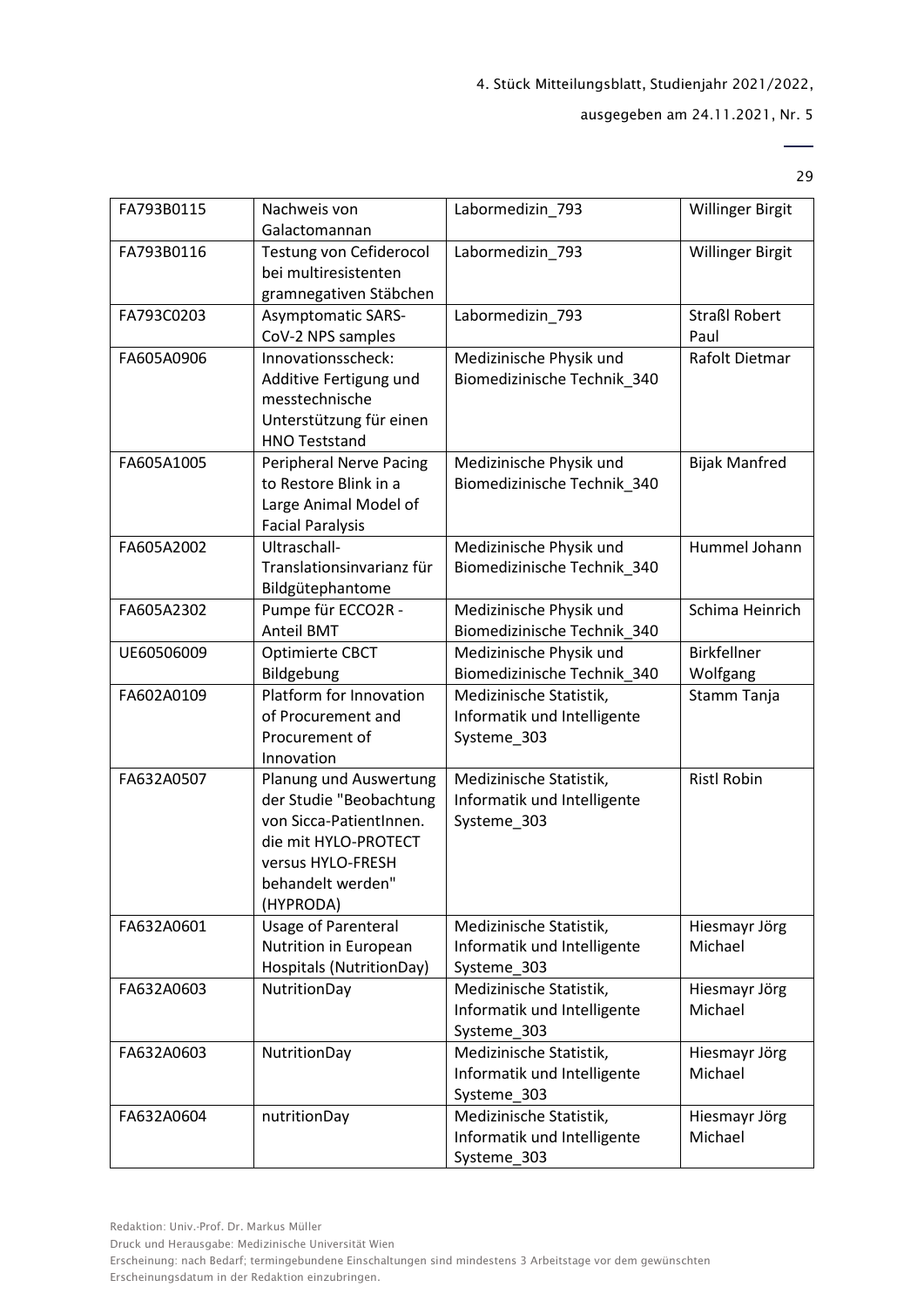| FA793B0115 | Nachweis von Galactomannan | Labormedizin_793 | Willinger Birgit |
|---|---|---|---|
| FA793B0116 | Testung von Cefiderocol bei multiresistenten gramnegativen Stäbchen | Labormedizin_793 | Willinger Birgit |
| FA793C0203 | Asymptomatic SARS-CoV-2 NPS samples | Labormedizin_793 | Straßl Robert Paul |
| FA605A0906 | Innovationsscheck: Additive Fertigung und messtechnische Unterstützung für einen HNO Teststand | Medizinische Physik und Biomedizinische Technik_340 | Rafolt Dietmar |
| FA605A1005 | Peripheral Nerve Pacing to Restore Blink in a Large Animal Model of Facial Paralysis | Medizinische Physik und Biomedizinische Technik_340 | Bijak Manfred |
| FA605A2002 | Ultraschall-Translationsinvarianz für Bildgütephantome | Medizinische Physik und Biomedizinische Technik_340 | Hummel Johann |
| FA605A2302 | Pumpe für ECCO2R - Anteil BMT | Medizinische Physik und Biomedizinische Technik_340 | Schima Heinrich |
| UE60506009 | Optimierte CBCT Bildgebung | Medizinische Physik und Biomedizinische Technik_340 | Birkfellner Wolfgang |
| FA602A0109 | Platform for Innovation of Procurement and Procurement of Innovation | Medizinische Statistik, Informatik und Intelligente Systeme_303 | Stamm Tanja |
| FA632A0507 | Planung und Auswertung der Studie "Beobachtung von Sicca-PatientInnen. die mit HYLO-PROTECT versus HYLO-FRESH behandelt werden" (HYPRODA) | Medizinische Statistik, Informatik und Intelligente Systeme_303 | Ristl Robin |
| FA632A0601 | Usage of Parenteral Nutrition in European Hospitals (NutritionDay) | Medizinische Statistik, Informatik und Intelligente Systeme_303 | Hiesmayr Jörg Michael |
| FA632A0603 | NutritionDay | Medizinische Statistik, Informatik und Intelligente Systeme_303 | Hiesmayr Jörg Michael |
| FA632A0603 | NutritionDay | Medizinische Statistik, Informatik und Intelligente Systeme_303 | Hiesmayr Jörg Michael |
| FA632A0604 | nutritionDay | Medizinische Statistik, Informatik und Intelligente Systeme_303 | Hiesmayr Jörg Michael |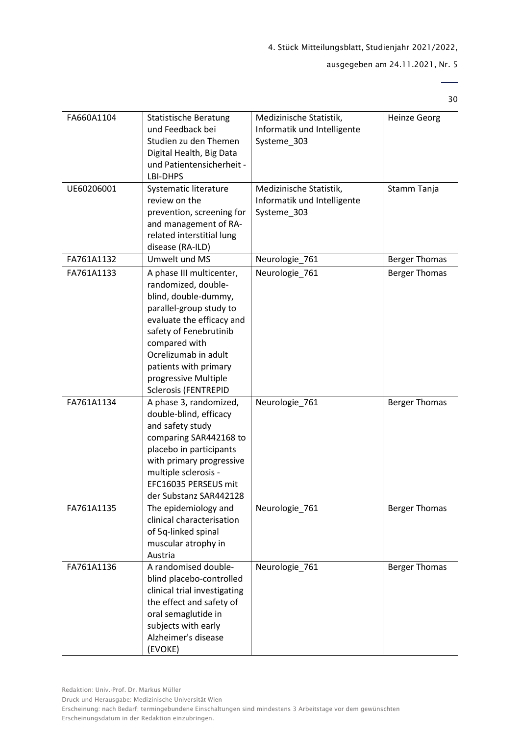| FA660A1104 | Statistische Beratung und Feedback bei Studien zu den Themen Digital Health, Big Data und Patientensicherheit - LBI-DHPS | Medizinische Statistik, Informatik und Intelligente Systeme_303 | Heinze Georg |
|---|---|---|---|
| UE60206001 | Systematic literature review on the prevention, screening for and management of RA-related interstitial lung disease (RA-ILD) | Medizinische Statistik, Informatik und Intelligente Systeme_303 | Stamm Tanja |
| FA761A1132 | Umwelt und MS | Neurologie_761 | Berger Thomas |
| FA761A1133 | A phase III multicenter, randomized, double-blind, double-dummy, parallel-group study to evaluate the efficacy and safety of Fenebrutinib compared with Ocrelizumab in adult patients with primary progressive Multiple Sclerosis (FENTREPID | Neurologie_761 | Berger Thomas |
| FA761A1134 | A phase 3, randomized, double-blind, efficacy and safety study comparing SAR442168 to placebo in participants with primary progressive multiple sclerosis - EFC16035 PERSEUS mit der Substanz SAR442128 | Neurologie_761 | Berger Thomas |
| FA761A1135 | The epidemiology and clinical characterisation of 5q-linked spinal muscular atrophy in Austria | Neurologie_761 | Berger Thomas |
| FA761A1136 | A randomised double-blind placebo-controlled clinical trial investigating the effect and safety of oral semaglutide in subjects with early Alzheimer's disease (EVOKE) | Neurologie_761 | Berger Thomas |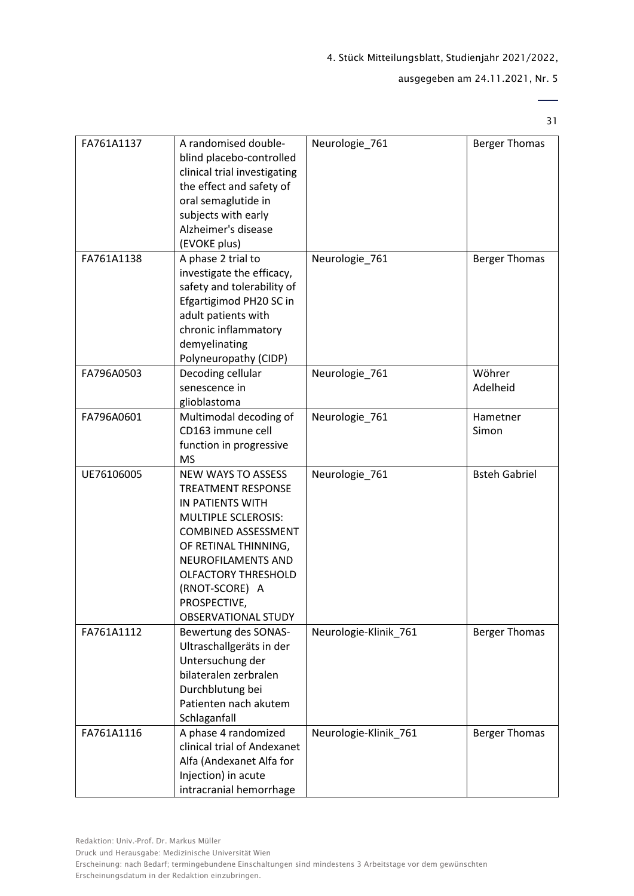| | | | |
|---|---|---|---|
| FA761A1137 | A randomised double-blind placebo-controlled clinical trial investigating the effect and safety of oral semaglutide in subjects with early Alzheimer's disease (EVOKE plus) | Neurologie_761 | Berger Thomas |
| FA761A1138 | A phase 2 trial to investigate the efficacy, safety and tolerability of Efgartigimod PH20 SC in adult patients with chronic inflammatory demyelinating Polyneuropathy (CIDP) | Neurologie_761 | Berger Thomas |
| FA796A0503 | Decoding cellular senescence in glioblastoma | Neurologie_761 | Wöhrer Adelheid |
| FA796A0601 | Multimodal decoding of CD163 immune cell function in progressive MS | Neurologie_761 | Hametner Simon |
| UE76106005 | NEW WAYS TO ASSESS TREATMENT RESPONSE IN PATIENTS WITH MULTIPLE SCLEROSIS: COMBINED ASSESSMENT OF RETINAL THINNING, NEUROFILAMENTS AND OLFACTORY THRESHOLD (RNOT-SCORE) A PROSPECTIVE, OBSERVATIONAL STUDY | Neurologie_761 | Bsteh Gabriel |
| FA761A1112 | Bewertung des SONAS-Ultraschallgeräts in der Untersuchung der bilateralen zerbralen Durchblutung bei Patienten nach akutem Schlaganfall | Neurologie-Klinik_761 | Berger Thomas |
| FA761A1116 | A phase 4 randomized clinical trial of Andexanet Alfa (Andexanet Alfa for Injection) in acute intracranial hemorrhage | Neurologie-Klinik_761 | Berger Thomas |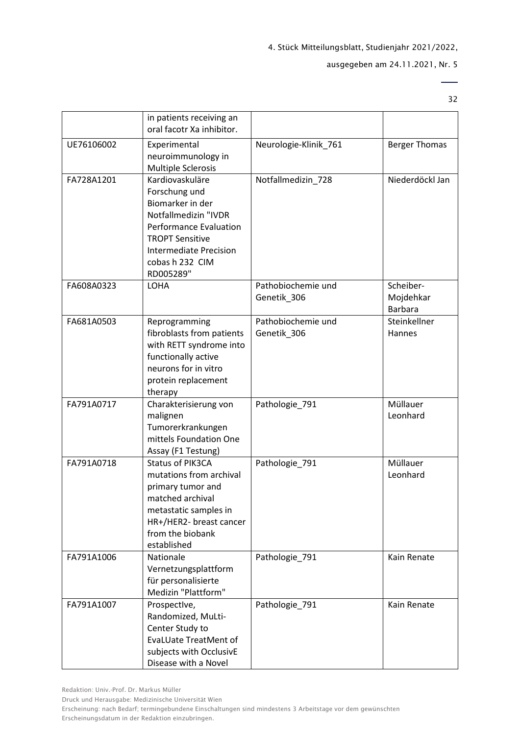| | | | |
|---|---|---|---|
| | in patients receiving an oral facotr Xa inhibitor. | | |
| UE76106002 | Experimental neuroimmunology in Multiple Sclerosis | Neurologie-Klinik_761 | Berger Thomas |
| FA728A1201 | Kardiovaskuläre Forschung und Biomarker in der Notfallmedizin "IVDR Performance Evaluation TROPT Sensitive Intermediate Precision cobas h 232 CIM RD005289" | Notfallmedizin_728 | Niederdöckl Jan |
| FA608A0323 | LOHA | Pathobiochemie und Genetik_306 | Scheiber-Mojdehkar Barbara |
| FA681A0503 | Reprogramming fibroblasts from patients with RETT syndrome into functionally active neurons for in vitro protein replacement therapy | Pathobiochemie und Genetik_306 | Steinkellner Hannes |
| FA791A0717 | Charakterisierung von malignen Tumorerkrankungen mittels Foundation One Assay (F1 Testung) | Pathologie_791 | Müllauer Leonhard |
| FA791A0718 | Status of PIK3CA mutations from archival primary tumor and matched archival metastatic samples in HR+/HER2- breast cancer from the biobank established | Pathologie_791 | Müllauer Leonhard |
| FA791A1006 | Nationale Vernetzungsplattform für personalisierte Medizin "Plattform" | Pathologie_791 | Kain Renate |
| FA791A1007 | ProspectIve, Randomized, MuLti-Center Study to EvaLUate TreatMent of subjects with OcclusivE Disease with a Novel | Pathologie_791 | Kain Renate |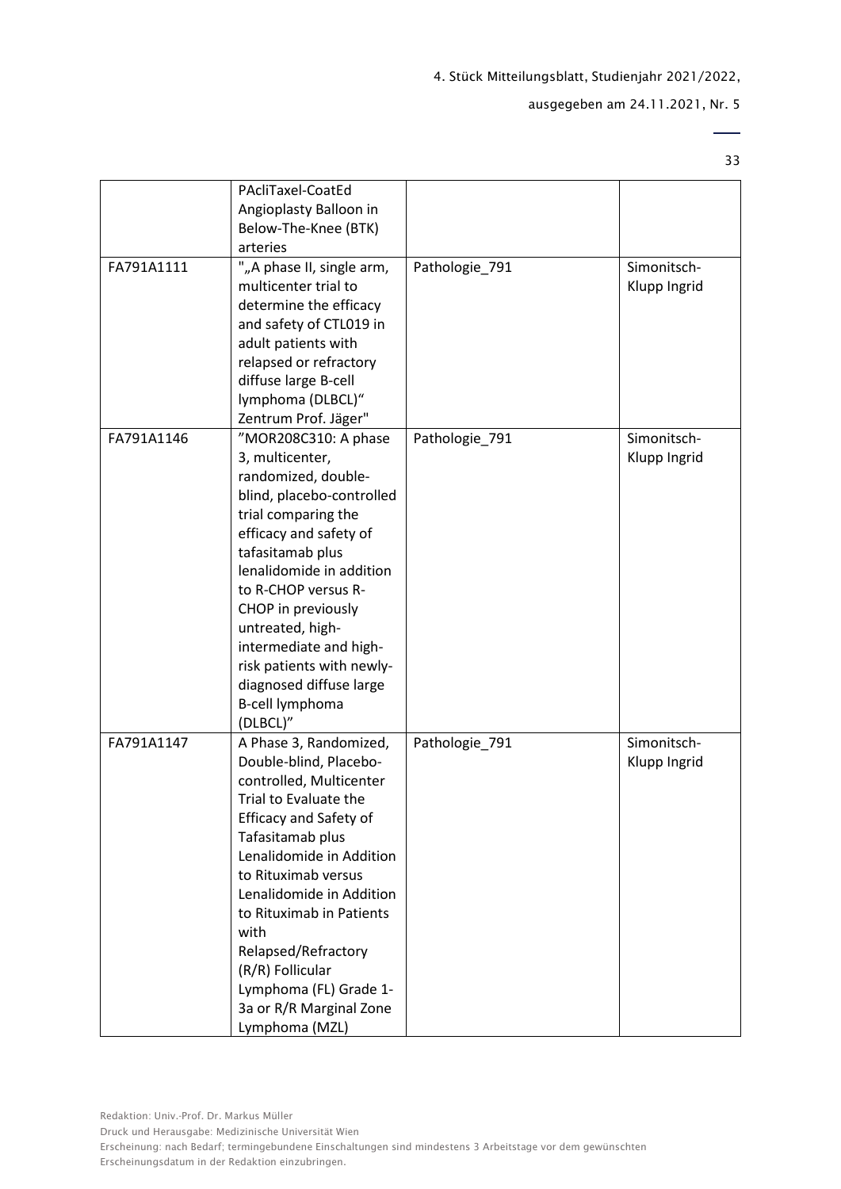| | | | |
|---|---|---|---|
| | PAcliTaxel-CoatEd Angioplasty Balloon in Below-The-Knee (BTK) arteries | | |
| FA791A1111 | "„A phase II, single arm, multicenter trial to determine the efficacy and safety of CTL019 in adult patients with relapsed or refractory diffuse large B-cell lymphoma (DLBCL)“ Zentrum Prof. Jäger" | Pathologie_791 | Simonitsch-Klupp Ingrid |
| FA791A1146 | ”MOR208C310: A phase 3, multicenter, randomized, double-blind, placebo-controlled trial comparing the efficacy and safety of tafasitamab plus lenalidomide in addition to R-CHOP versus R-CHOP in previously untreated, high-intermediate and high-risk patients with newly-diagnosed diffuse large B-cell lymphoma (DLBCL)” | Pathologie_791 | Simonitsch-Klupp Ingrid |
| FA791A1147 | A Phase 3, Randomized, Double-blind, Placebo-controlled, Multicenter Trial to Evaluate the Efficacy and Safety of Tafasitamab plus Lenalidomide in Addition to Rituximab versus Lenalidomide in Addition to Rituximab in Patients with Relapsed/Refractory (R/R) Follicular Lymphoma (FL) Grade 1-3a or R/R Marginal Zone Lymphoma (MZL) | Pathologie_791 | Simonitsch-Klupp Ingrid |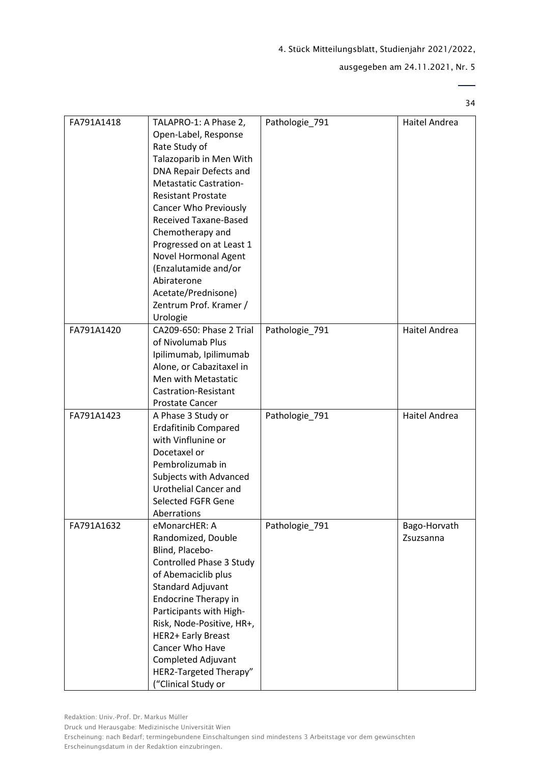| FA791A1418 | TALAPRO-1: A Phase 2, Open-Label, Response Rate Study of Talazoparib in Men With DNA Repair Defects and Metastatic Castration-Resistant Prostate Cancer Who Previously Received Taxane-Based Chemotherapy and Progressed on at Least 1 Novel Hormonal Agent (Enzalutamide and/or Abiraterone Acetate/Prednisone) Zentrum Prof. Kramer / Urologie | Pathologie_791 | Haitel Andrea |
|---|---|---|---|
| FA791A1420 | CA209-650: Phase 2 Trial of Nivolumab Plus Ipilimumab, Ipilimumab Alone, or Cabazitaxel in Men with Metastatic Castration-Resistant Prostate Cancer | Pathologie_791 | Haitel Andrea |
| FA791A1423 | A Phase 3 Study or Erdafitinib Compared with Vinflunine or Docetaxel or Pembrolizumab in Subjects with Advanced Urothelial Cancer and Selected FGFR Gene Aberrations | Pathologie_791 | Haitel Andrea |
| FA791A1632 | eMonarcHER: A Randomized, Double Blind, Placebo-Controlled Phase 3 Study of Abemaciclib plus Standard Adjuvant Endocrine Therapy in Participants with High-Risk, Node-Positive, HR+, HER2+ Early Breast Cancer Who Have Completed Adjuvant HER2-Targeted Therapy" ("Clinical Study or | Pathologie_791 | Bago-Horvath Zsuzsanna |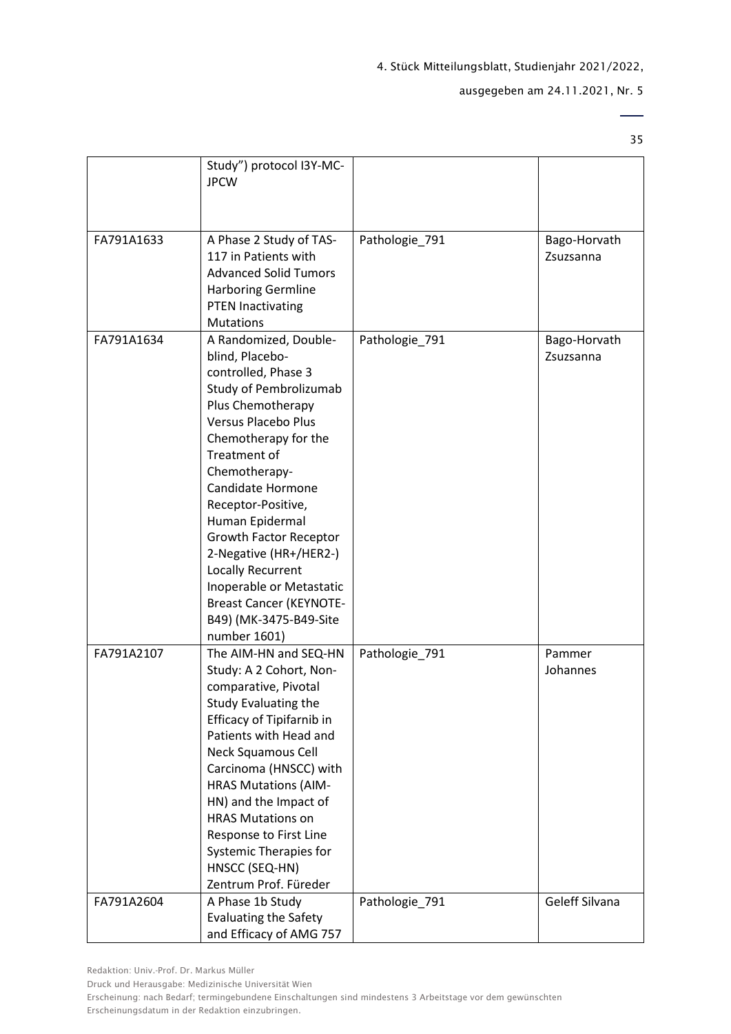| | | | |
|---|---|---|---|
| | Study") protocol I3Y-MC-JPCW | | |
| FA791A1633 | A Phase 2 Study of TAS-117 in Patients with Advanced Solid Tumors Harboring Germline PTEN Inactivating Mutations | Pathologie_791 | Bago-Horvath Zsuzsanna |
| FA791A1634 | A Randomized, Double-blind, Placebo-controlled, Phase 3 Study of Pembrolizumab Plus Chemotherapy Versus Placebo Plus Chemotherapy for the Treatment of Chemotherapy-Candidate Hormone Receptor-Positive, Human Epidermal Growth Factor Receptor 2-Negative (HR+/HER2-) Locally Recurrent Inoperable or Metastatic Breast Cancer (KEYNOTE-B49) (MK-3475-B49-Site number 1601) | Pathologie_791 | Bago-Horvath Zsuzsanna |
| FA791A2107 | The AIM-HN and SEQ-HN Study: A 2 Cohort, Non-comparative, Pivotal Study Evaluating the Efficacy of Tipifarnib in Patients with Head and Neck Squamous Cell Carcinoma (HNSCC) with HRAS Mutations (AIM-HN) and the Impact of HRAS Mutations on Response to First Line Systemic Therapies for HNSCC (SEQ-HN) Zentrum Prof. Füreder | Pathologie_791 | Pammer Johannes |
| FA791A2604 | A Phase 1b Study Evaluating the Safety and Efficacy of AMG 757 | Pathologie_791 | Geleff Silvana |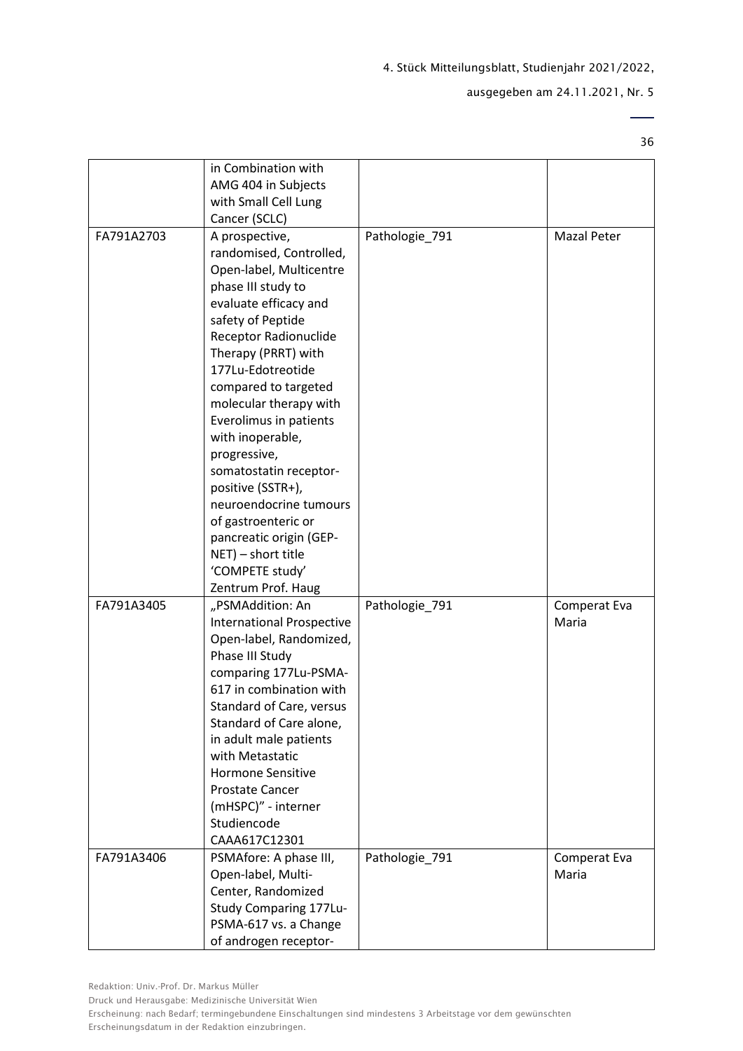| | | | |
|---|---|---|---|
| | in Combination with AMG 404 in Subjects with Small Cell Lung Cancer (SCLC) | | |
| FA791A2703 | A prospective, randomised, Controlled, Open-label, Multicentre phase III study to evaluate efficacy and safety of Peptide Receptor Radionuclide Therapy (PRRT) with 177Lu-Edotreotide compared to targeted molecular therapy with Everolimus in patients with inoperable, progressive, somatostatin receptor-positive (SSTR+), neuroendocrine tumours of gastroenteric or pancreatic origin (GEP-NET) – short title 'COMPETE study' Zentrum Prof. Haug | Pathologie_791 | Mazal Peter |
| FA791A3405 | „PSMAddition: An International Prospective Open-label, Randomized, Phase III Study comparing 177Lu-PSMA-617 in combination with Standard of Care, versus Standard of Care alone, in adult male patients with Metastatic Hormone Sensitive Prostate Cancer (mHSPC)" - interner Studiencode CAAA617C12301 | Pathologie_791 | Comperat Eva Maria |
| FA791A3406 | PSMAfore: A phase III, Open-label, Multi-Center, Randomized Study Comparing 177Lu-PSMA-617 vs. a Change of androgen receptor- | Pathologie_791 | Comperat Eva Maria |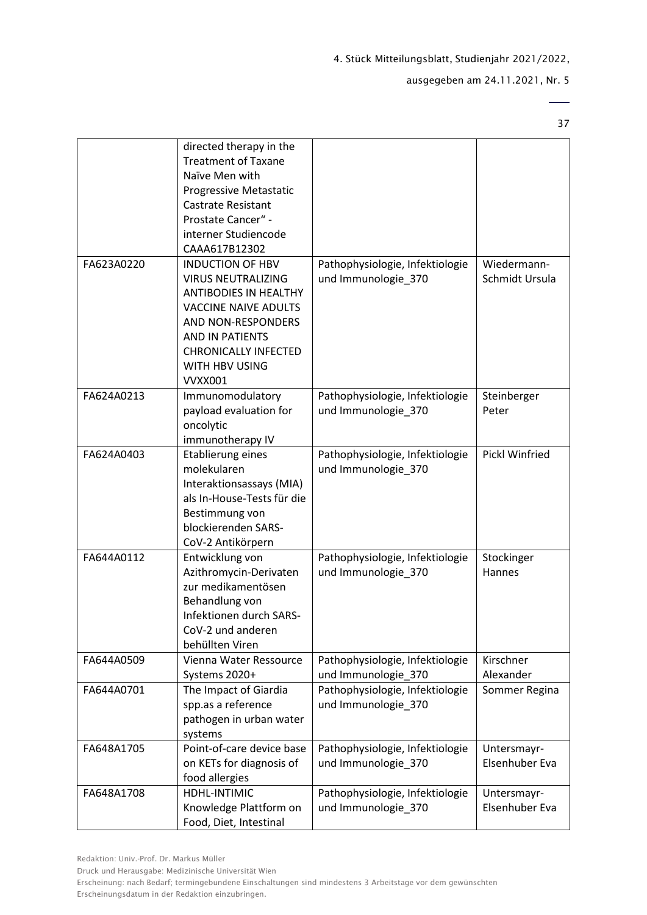| | | | |
|---|---|---|---|
| | directed therapy in the Treatment of Taxane Naïve Men with Progressive Metastatic Castrate Resistant Prostate Cancer" - interner Studiencode CAAA617B12302 | | |
| FA623A0220 | INDUCTION OF HBV VIRUS NEUTRALIZING ANTIBODIES IN HEALTHY VACCINE NAIVE ADULTS AND NON-RESPONDERS AND IN PATIENTS CHRONICALLY INFECTED WITH HBV USING VVXX001 | Pathophysiologie, Infektiologie und Immunologie_370 | Wiedermann-Schmidt Ursula |
| FA624A0213 | Immunomodulatory payload evaluation for oncolytic immunotherapy IV | Pathophysiologie, Infektiologie und Immunologie_370 | Steinberger Peter |
| FA624A0403 | Etablierung eines molekularen Interaktionsassays (MIA) als In-House-Tests für die Bestimmung von blockierenden SARS-CoV-2 Antikörpern | Pathophysiologie, Infektiologie und Immunologie_370 | Pickl Winfried |
| FA644A0112 | Entwicklung von Azithromycin-Derivaten zur medikamentösen Behandlung von Infektionen durch SARS-CoV-2 und anderen behüllten Viren | Pathophysiologie, Infektiologie und Immunologie_370 | Stockinger Hannes |
| FA644A0509 | Vienna Water Ressource Systems 2020+ | Pathophysiologie, Infektiologie und Immunologie_370 | Kirschner Alexander |
| FA644A0701 | The Impact of Giardia spp.as a reference pathogen in urban water systems | Pathophysiologie, Infektiologie und Immunologie_370 | Sommer Regina |
| FA648A1705 | Point-of-care device base on KETs for diagnosis of food allergies | Pathophysiologie, Infektiologie und Immunologie_370 | Untersmayr-Elsenhuber Eva |
| FA648A1708 | HDHL-INTIMIC Knowledge Plattform on Food, Diet, Intestinal | Pathophysiologie, Infektiologie und Immunologie_370 | Untersmayr-Elsenhuber Eva |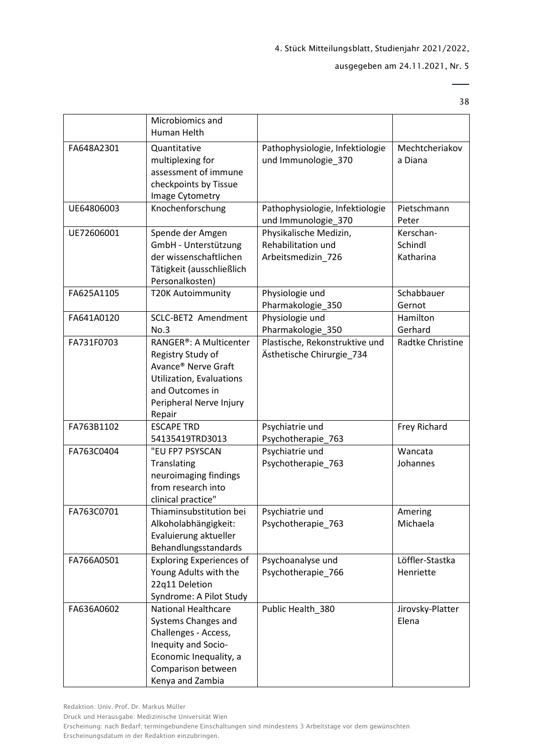| | | | |
|---|---|---|---|
| | Microbiomics and Human Helth | | |
| FA648A2301 | Quantitative multiplexing for assessment of immune checkpoints by Tissue Image Cytometry | Pathophysiologie, Infektiologie und Immunologie_370 | Mechtcheriakova Diana |
| UE64806003 | Knochenforschung | Pathophysiologie, Infektiologie und Immunologie_370 | Pietschmann Peter |
| UE72606001 | Spende der Amgen GmbH - Unterstützung der wissenschaftlichen Tätigkeit (ausschließlich Personalkosten) | Physikalische Medizin, Rehabilitation und Arbeitsmedizin_726 | Kerschan-Schindl Katharina |
| FA625A1105 | T20K Autoimmunity | Physiologie und Pharmakologie_350 | Schabbauer Gernot |
| FA641A0120 | SCLC-BET2 Amendment No.3 | Physiologie und Pharmakologie_350 | Hamilton Gerhard |
| FA731F0703 | RANGER®: A Multicenter Registry Study of Avance® Nerve Graft Utilization, Evaluations and Outcomes in Peripheral Nerve Injury Repair | Plastische, Rekonstruktive und Ästhetische Chirurgie_734 | Radtke Christine |
| FA763B1102 | ESCAPE TRD 54135419TRD3013 | Psychiatrie und Psychotherapie_763 | Frey Richard |
| FA763C0404 | "EU FP7 PSYSCAN Translating neuroimaging findings from research into clinical practice" | Psychiatrie und Psychotherapie_763 | Wancata Johannes |
| FA763C0701 | Thiaminsubstitution bei Alkoholabhängigkeit: Evaluierung aktueller Behandlungsstandards | Psychiatrie und Psychotherapie_763 | Amering Michaela |
| FA766A0501 | Exploring Experiences of Young Adults with the 22q11 Deletion Syndrome: A Pilot Study | Psychoanalyse und Psychotherapie_766 | Löffler-Stastka Henriette |
| FA636A0602 | National Healthcare Systems Changes and Challenges - Access, Inequity and Socio-Economic Inequality, a Comparison between Kenya and Zambia | Public Health_380 | Jirovsky-Platter Elena |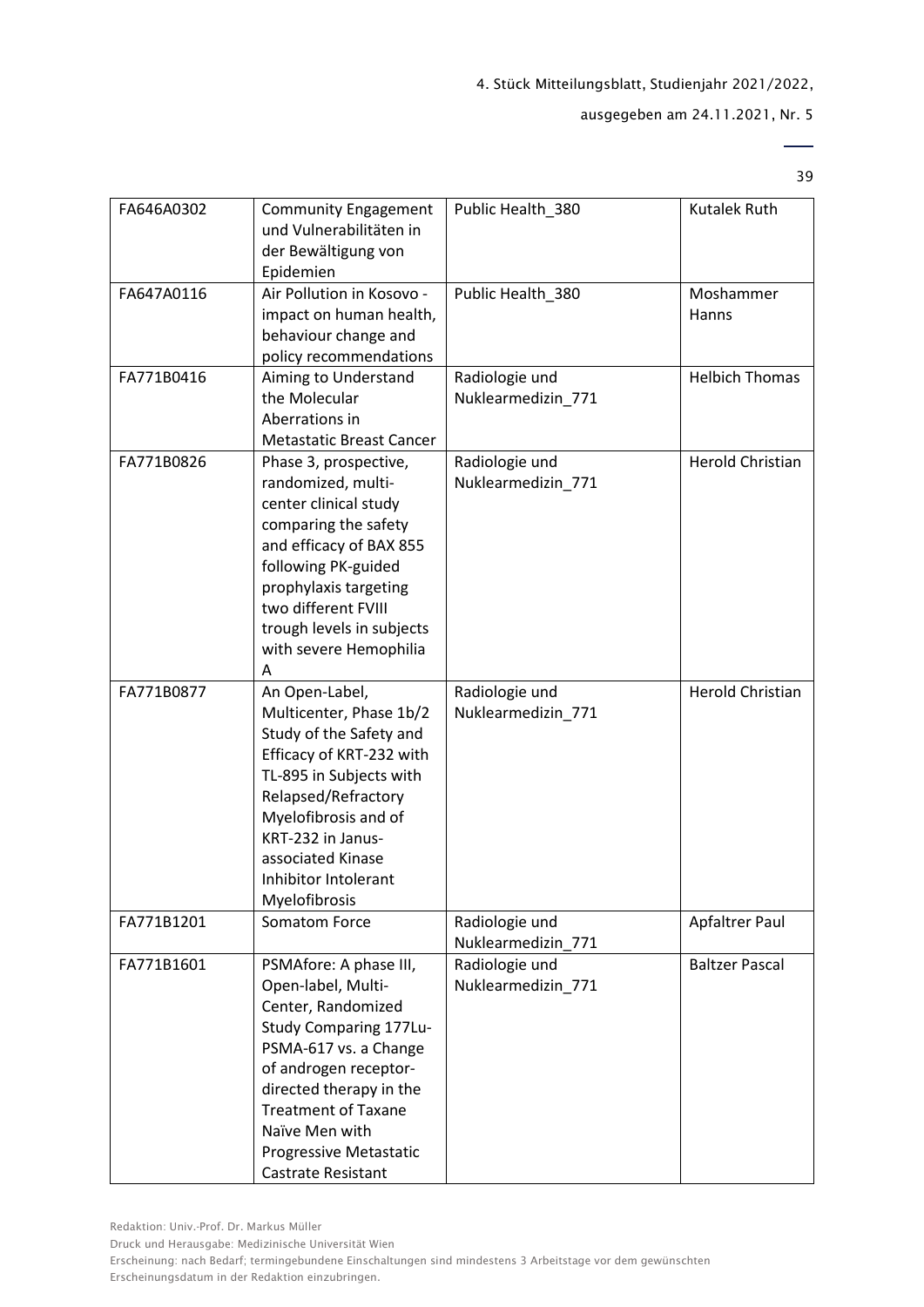| FA646A0302 | Community Engagement und Vulnerabilitäten in der Bewältigung von Epidemien | Public Health_380 | Kutalek Ruth |
|---|---|---|---|
| FA647A0116 | Air Pollution in Kosovo - impact on human health, behaviour change and policy recommendations | Public Health_380 | Moshammer Hanns |
| FA771B0416 | Aiming to Understand the Molecular Aberrations in Metastatic Breast Cancer | Radiologie und Nuklearmedizin_771 | Helbich Thomas |
| FA771B0826 | Phase 3, prospective, randomized, multi-center clinical study comparing the safety and efficacy of BAX 855 following PK-guided prophylaxis targeting two different FVIII trough levels in subjects with severe Hemophilia A | Radiologie und Nuklearmedizin_771 | Herold Christian |
| FA771B0877 | An Open-Label, Multicenter, Phase 1b/2 Study of the Safety and Efficacy of KRT-232 with TL-895 in Subjects with Relapsed/Refractory Myelofibrosis and of KRT-232 in Janus-associated Kinase Inhibitor Intolerant Myelofibrosis | Radiologie und Nuklearmedizin_771 | Herold Christian |
| FA771B1201 | Somatom Force | Radiologie und Nuklearmedizin_771 | Apfaltrer Paul |
| FA771B1601 | PSMAfore: A phase III, Open-label, Multi-Center, Randomized Study Comparing 177Lu-PSMA-617 vs. a Change of androgen receptor-directed therapy in the Treatment of Taxane Naïve Men with Progressive Metastatic Castrate Resistant | Radiologie und Nuklearmedizin_771 | Baltzer Pascal |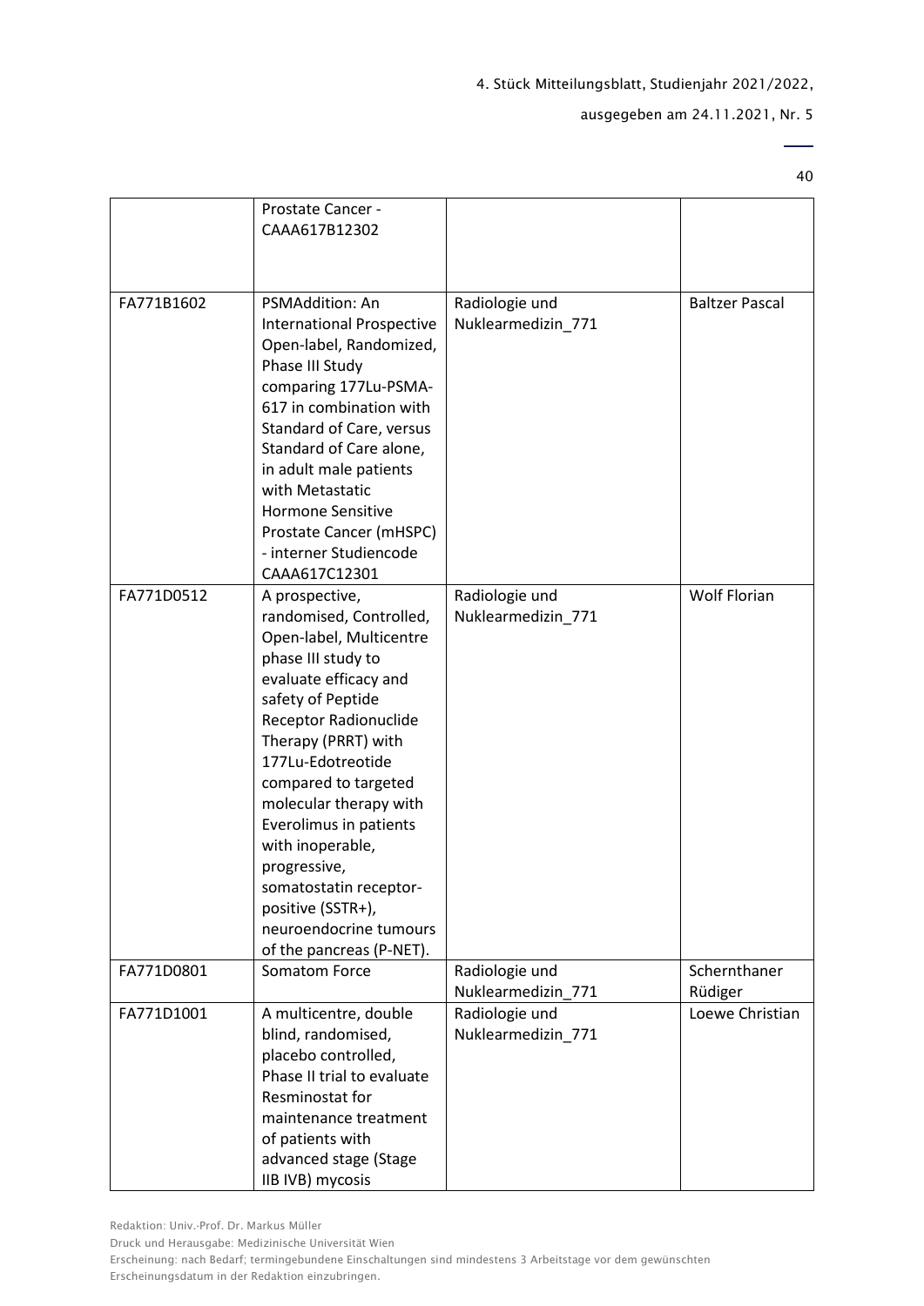|  | Prostate Cancer - CAAA617B12302 |  |  |
|---|---|---|---|
| FA771B1602 | PSMAddition: An International Prospective Open-label, Randomized, Phase III Study comparing 177Lu-PSMA-617 in combination with Standard of Care, versus Standard of Care alone, in adult male patients with Metastatic Hormone Sensitive Prostate Cancer (mHSPC) - interner Studiencode CAAA617C12301 | Radiologie und Nuklearmedizin_771 | Baltzer Pascal |
| FA771D0512 | A prospective, randomised, Controlled, Open-label, Multicentre phase III study to evaluate efficacy and safety of Peptide Receptor Radionuclide Therapy (PRRT) with 177Lu-Edotreotide compared to targeted molecular therapy with Everolimus in patients with inoperable, progressive, somatostatin receptor-positive (SSTR+), neuroendocrine tumours of the pancreas (P-NET). | Radiologie und Nuklearmedizin_771 | Wolf Florian |
| FA771D0801 | Somatom Force | Radiologie und Nuklearmedizin_771 | Schernthaner Rüdiger |
| FA771D1001 | A multicentre, double blind, randomised, placebo controlled, Phase II trial to evaluate Resminostat for maintenance treatment of patients with advanced stage (Stage IIB IVB) mycosis | Radiologie und Nuklearmedizin_771 | Loewe Christian |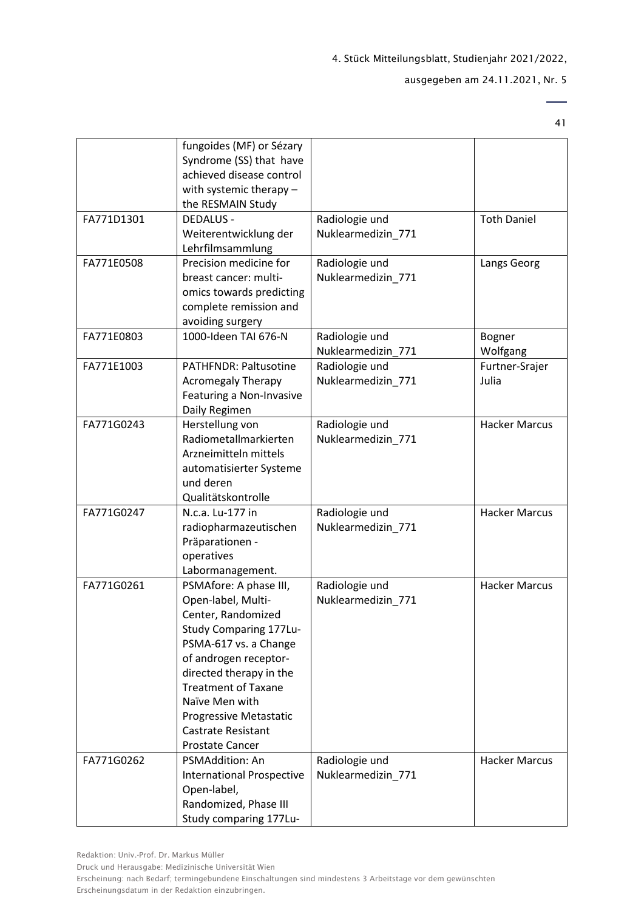| | | | |
|---|---|---|---|
| | fungoides (MF) or Sézary Syndrome (SS) that have achieved disease control with systemic therapy – the RESMAIN Study | | |
| FA771D1301 | DEDALUS - Weiterentwicklung der Lehrfilmsammlung | Radiologie und Nuklearmedizin_771 | Toth Daniel |
| FA771E0508 | Precision medicine for breast cancer: multi-omics towards predicting complete remission and avoiding surgery | Radiologie und Nuklearmedizin_771 | Langs Georg |
| FA771E0803 | 1000-Ideen TAI 676-N | Radiologie und Nuklearmedizin_771 | Bogner Wolfgang |
| FA771E1003 | PATHFNDR: Paltusotine Acromegaly Therapy Featuring a Non-Invasive Daily Regimen | Radiologie und Nuklearmedizin_771 | Furtner-Srajer Julia |
| FA771G0243 | Herstellung von Radiometallmarkierten Arzneimitteln mittels automatisierter Systeme und deren Qualitätskontrolle | Radiologie und Nuklearmedizin_771 | Hacker Marcus |
| FA771G0247 | N.c.a. Lu-177 in radiopharmazeutischen Präparationen - operatives Labormanagement. | Radiologie und Nuklearmedizin_771 | Hacker Marcus |
| FA771G0261 | PSMAfore: A phase III, Open-label, Multi-Center, Randomized Study Comparing 177Lu-PSMA-617 vs. a Change of androgen receptor-directed therapy in the Treatment of Taxane Naïve Men with Progressive Metastatic Castrate Resistant Prostate Cancer | Radiologie und Nuklearmedizin_771 | Hacker Marcus |
| FA771G0262 | PSMAddition: An International Prospective Open-label, Randomized, Phase III Study comparing 177Lu- | Radiologie und Nuklearmedizin_771 | Hacker Marcus |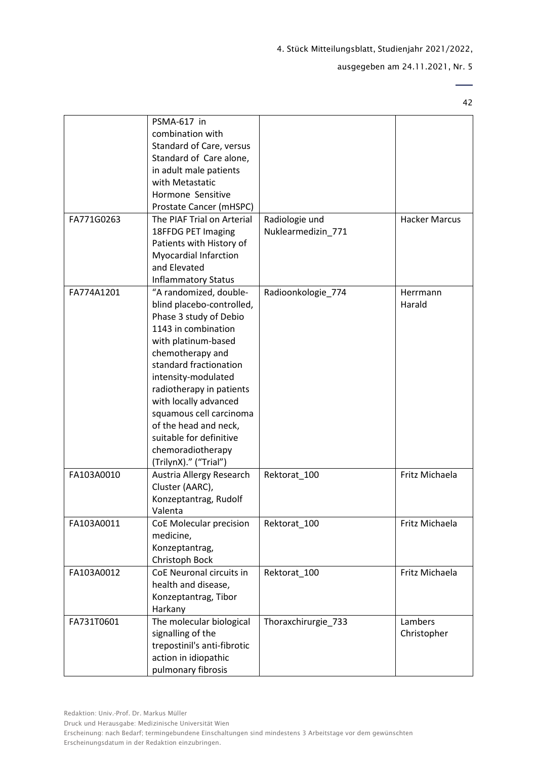| | | | |
|---|---|---|---|
| | PSMA-617 in combination with Standard of Care, versus Standard of Care alone, in adult male patients with Metastatic Hormone Sensitive Prostate Cancer (mHSPC) | | |
| FA771G0263 | The PIAF Trial on Arterial 18FFDG PET Imaging Patients with History of Myocardial Infarction and Elevated Inflammatory Status | Radiologie und Nuklearmedizin_771 | Hacker Marcus |
| FA774A1201 | "A randomized, double-blind placebo-controlled, Phase 3 study of Debio 1143 in combination with platinum-based chemotherapy and standard fractionation intensity-modulated radiotherapy in patients with locally advanced squamous cell carcinoma of the head and neck, suitable for definitive chemoradiotherapy (TrilynX)." ("Trial") | Radioonkologie_774 | Herrmann Harald |
| FA103A0010 | Austria Allergy Research Cluster (AARC), Konzeptantrag, Rudolf Valenta | Rektorat_100 | Fritz Michaela |
| FA103A0011 | CoE Molecular precision medicine, Konzeptantrag, Christoph Bock | Rektorat_100 | Fritz Michaela |
| FA103A0012 | CoE Neuronal circuits in health and disease, Konzeptantrag, Tibor Harkany | Rektorat_100 | Fritz Michaela |
| FA731T0601 | The molecular biological signalling of the trepostinil's anti-fibrotic action in idiopathic pulmonary fibrosis | Thoraxchirurgie_733 | Lambers Christopher |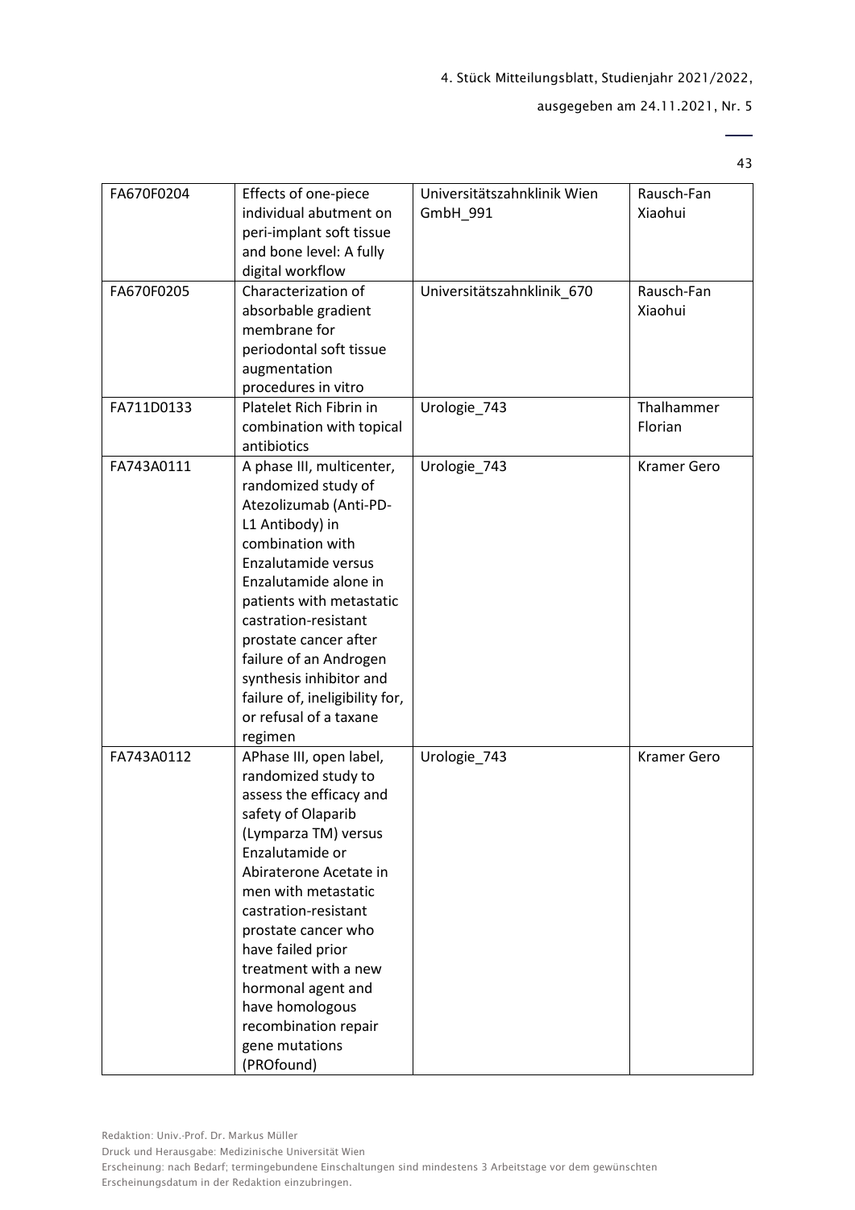| | | | |
|---|---|---|---|
| FA670F0204 | Effects of one-piece individual abutment on peri-implant soft tissue and bone level: A fully digital workflow | Universitätszahnklinik Wien GmbH_991 | Rausch-Fan Xiaohui |
| FA670F0205 | Characterization of absorbable gradient membrane for periodontal soft tissue augmentation procedures in vitro | Universitätszahnklinik_670 | Rausch-Fan Xiaohui |
| FA711D0133 | Platelet Rich Fibrin in combination with topical antibiotics | Urologie_743 | Thalhammer Florian |
| FA743A0111 | A phase III, multicenter, randomized study of Atezolizumab (Anti-PD-L1 Antibody) in combination with Enzalutamide versus Enzalutamide alone in patients with metastatic castration-resistant prostate cancer after failure of an Androgen synthesis inhibitor and failure of, ineligibility for, or refusal of a taxane regimen | Urologie_743 | Kramer Gero |
| FA743A0112 | APhase III, open label, randomized study to assess the efficacy and safety of Olaparib (Lymparza TM) versus Enzalutamide or Abiraterone Acetate in men with metastatic castration-resistant prostate cancer who have failed prior treatment with a new hormonal agent and have homologous recombination repair gene mutations (PROfound) | Urologie_743 | Kramer Gero |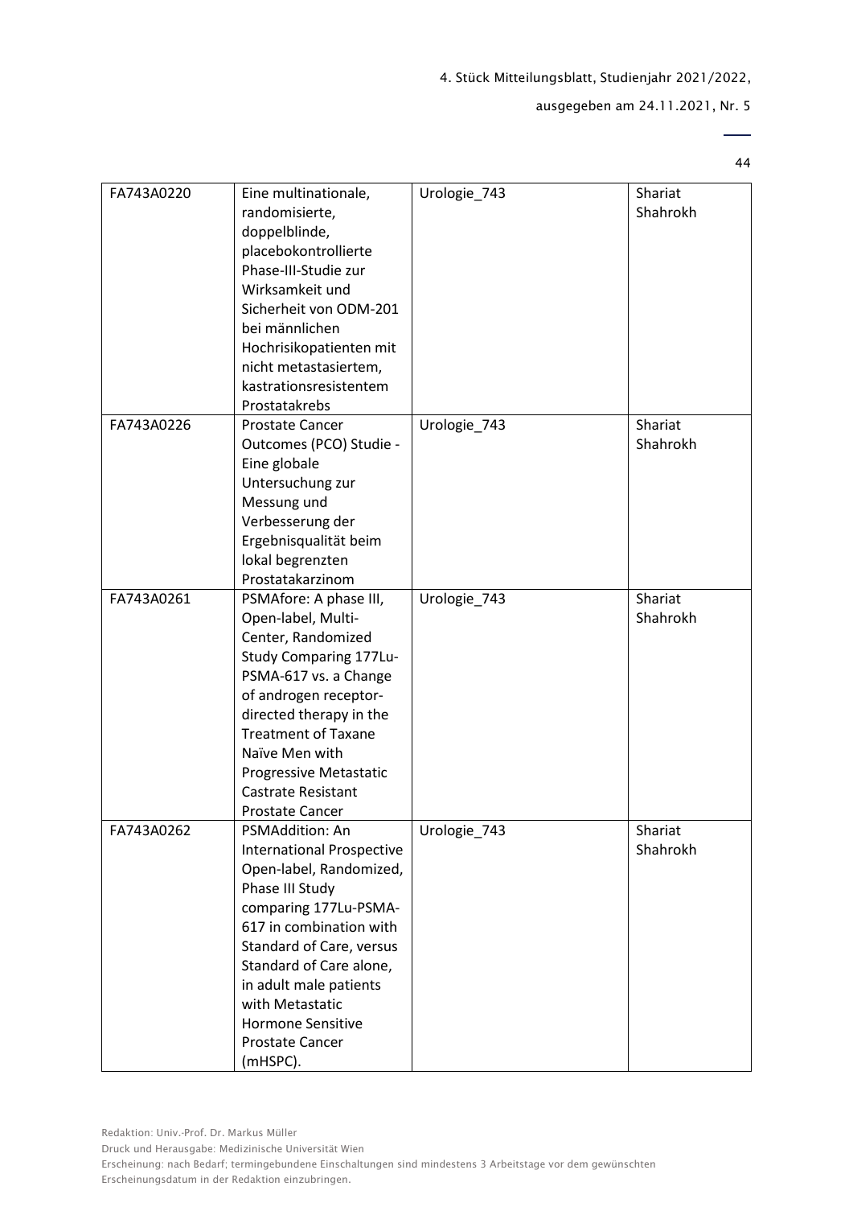| FA743A0220 | Eine multinationale, randomisierte, doppelblinde, placebokontrollierte Phase-III-Studie zur Wirksamkeit und Sicherheit von ODM-201 bei männlichen Hochrisikopatienten mit nicht metastasiertem, kastrationsresistentem Prostatakrebs | Urologie_743 | Shariat Shahrokh |
|---|---|---|---|
| FA743A0226 | Prostate Cancer Outcomes (PCO) Studie - Eine globale Untersuchung zur Messung und Verbesserung der Ergebnisqualität beim lokal begrenzten Prostatakarzinom | Urologie_743 | Shariat Shahrokh |
| FA743A0261 | PSMAfore: A phase III, Open-label, Multi-Center, Randomized Study Comparing 177Lu-PSMA-617 vs. a Change of androgen receptor-directed therapy in the Treatment of Taxane Naïve Men with Progressive Metastatic Castrate Resistant Prostate Cancer | Urologie_743 | Shariat Shahrokh |
| FA743A0262 | PSMAddition: An International Prospective Open-label, Randomized, Phase III Study comparing 177Lu-PSMA-617 in combination with Standard of Care, versus Standard of Care alone, in adult male patients with Metastatic Hormone Sensitive Prostate Cancer (mHSPC). | Urologie_743 | Shariat Shahrokh |

Redaktion: Univ.-Prof. Dr. Markus Müller

Druck und Herausgabe: Medizinische Universität Wien

Erscheinung: nach Bedarf; termingebundene Einschaltungen sind mindestens 3 Arbeitstage vor dem gewünschten Erscheinungsdatum in der Redaktion einzubringen.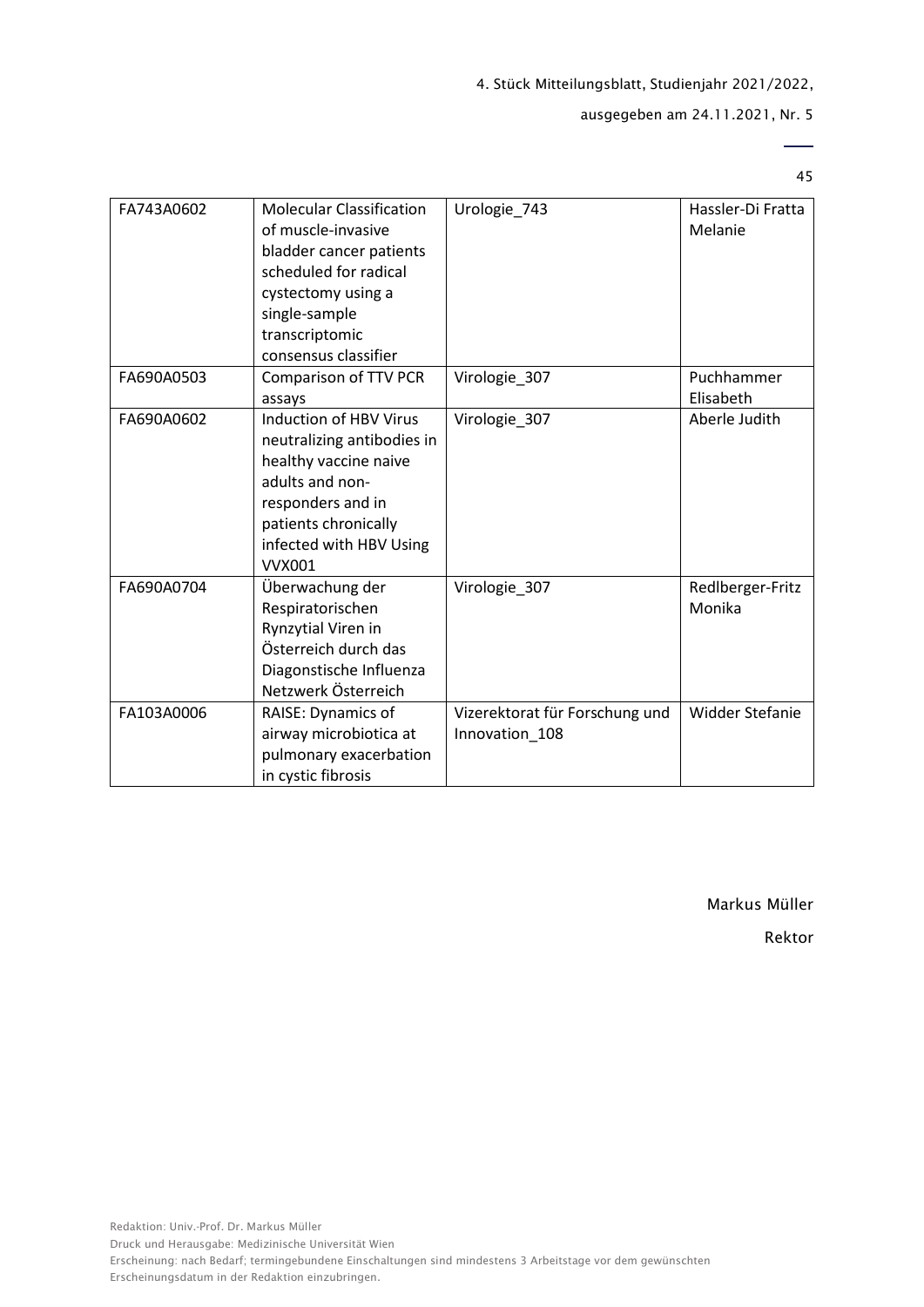| | | | |
|---|---|---|---|
| FA743A0602 | Molecular Classification of muscle-invasive bladder cancer patients scheduled for radical cystectomy using a single-sample transcriptomic consensus classifier | Urologie_743 | Hassler-Di Fratta Melanie |
| FA690A0503 | Comparison of TTV PCR assays | Virologie_307 | Puchhammer Elisabeth |
| FA690A0602 | Induction of HBV Virus neutralizing antibodies in healthy vaccine naive adults and non-responders and in patients chronically infected with HBV Using VVX001 | Virologie_307 | Aberle Judith |
| FA690A0704 | Überwachung der Respiratorischen Rynzytial Viren in Österreich durch das Diagonstische Influenza Netzwerk Österreich | Virologie_307 | Redlberger-Fritz Monika |
| FA103A0006 | RAISE: Dynamics of airway microbiotica at pulmonary exacerbation in cystic fibrosis | Vizerektorat für Forschung und Innovation_108 | Widder Stefanie |

Markus Müller

Rektor